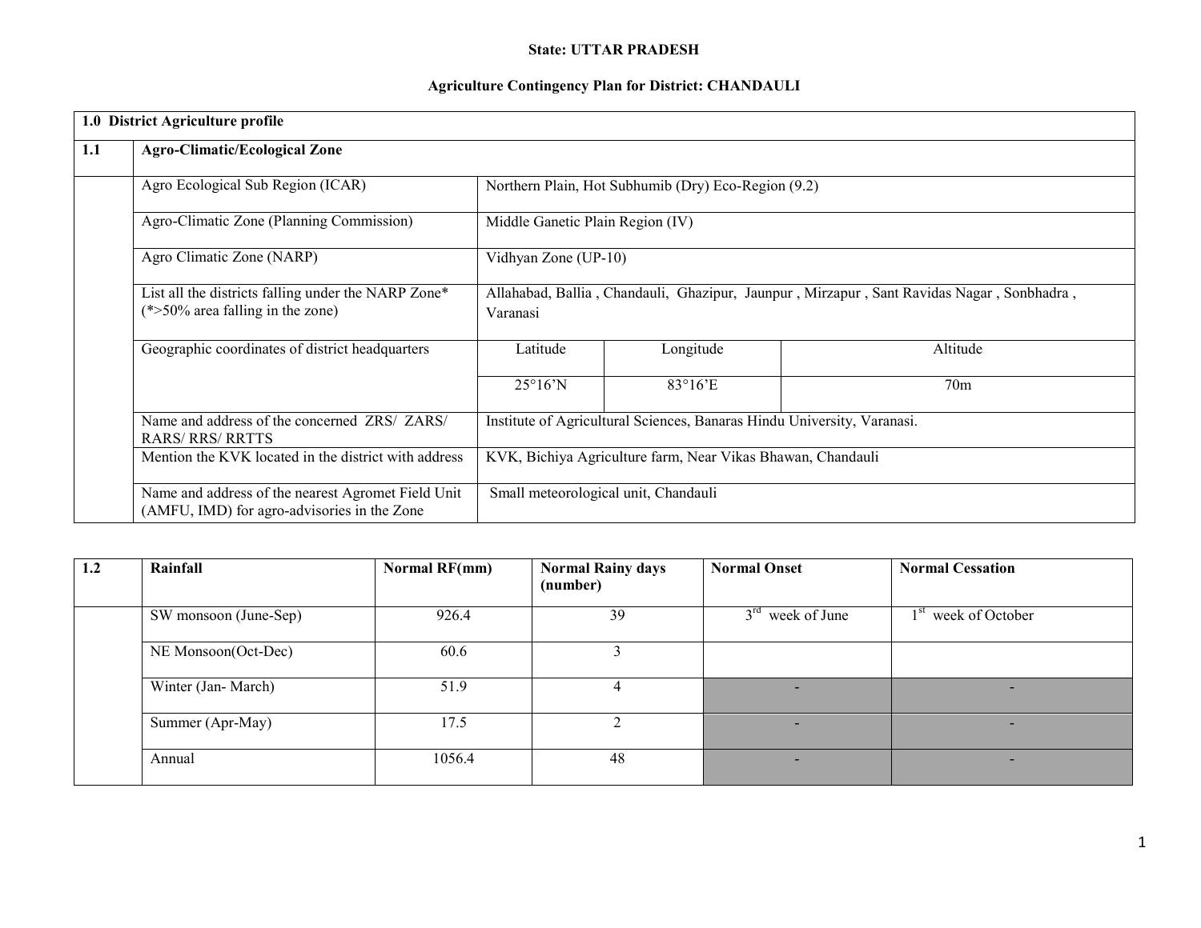**State: UTTAR PRADESH**

**Agriculture Contingency Plan for District: CHANDAULI**

| **1.0 District Agriculture profile** | | | | |
|---|---|---|---|---|
| **1.1** | **Agro-Climatic/Ecological Zone** | | | |
| | Agro Ecological Sub Region (ICAR) | Northern Plain, Hot Subhumib (Dry) Eco-Region (9.2) | | |
| | Agro-Climatic Zone (Planning Commission) | Middle Ganetic Plain Region (IV) | | |
| | Agro Climatic Zone (NARP) | Vidhyan Zone (UP-10) | | |
| | List all the districts falling under the NARP Zone* (*>50% area falling in the zone) | Allahabad, Ballia , Chandauli, Ghazipur, Jaunpur , Mirzapur , Sant Ravidas Nagar , Sonbhadra , Varanasi | | |
| | Geographic coordinates of district headquarters | Latitude | Longitude | Altitude |
| | | 25°16'N | 83°16'E | 70m |
| | Name and address of the concerned ZRS/ ZARS/ RARS/ RRS/ RRTTS | Institute of Agricultural Sciences, Banaras Hindu University, Varanasi. | | |
| | Mention the KVK located in the district with address | KVK, Bichiya Agriculture farm, Near Vikas Bhawan, Chandauli | | |
| | Name and address of the nearest Agromet Field Unit (AMFU, IMD) for agro-advisories in the Zone | Small meteorological unit, Chandauli | | |

| **1.2** | **Rainfall** | **Normal RF(mm)** | **Normal Rainy days (number)** | **Normal Onset** | **Normal Cessation** |
|---|---|---|---|---|---|
| | SW monsoon (June-Sep) | 926.4 | 39 | 3rd week of June | 1st week of October |
| | NE Monsoon(Oct-Dec) | 60.6 | 3 | | |
| | Winter (Jan- March) | 51.9 | 4 | - | - |
| | Summer (Apr-May) | 17.5 | 2 | - | - |
| | Annual | 1056.4 | 48 | - | - |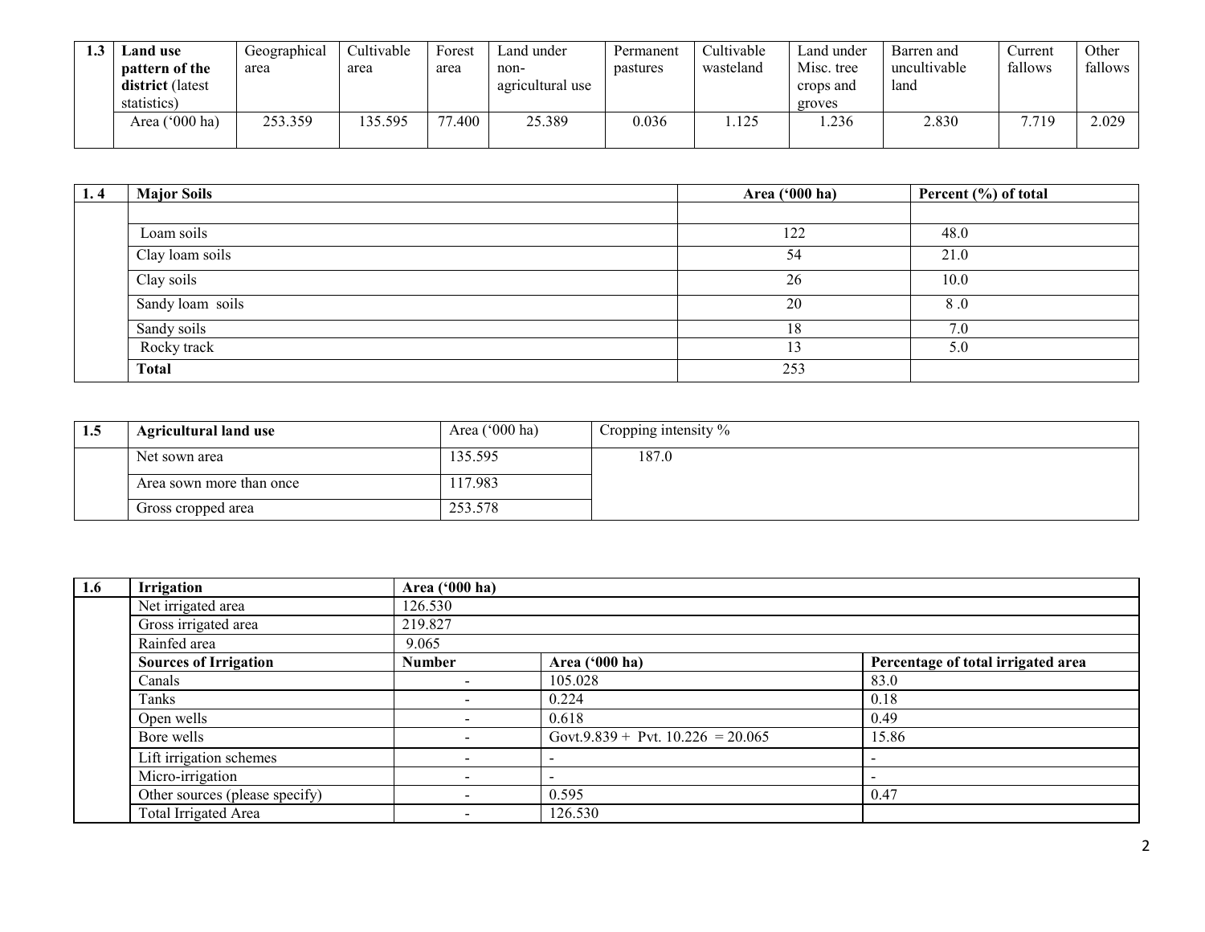| 1.3 | Land use pattern of the district (latest statistics) | Geographical area | Cultivable area | Forest area | Land under non-agricultural use | Permanent pastures | Cultivable wasteland | Land under Misc. tree crops and groves | Barren and uncultivable land | Current fallows | Other fallows |
|---|---|---|---|---|---|---|---|---|---|---|---|
| | Area ('000 ha) | 253.359 | 135.595 | 77.400 | 25.389 | 0.036 | 1.125 | 1.236 | 2.830 | 7.719 | 2.029 |

| 1. 4 | Major Soils | Area ('000 ha) | Percent (%) of total |
|---|---|---|---|
| | | | |
| | Loam soils | 122 | 48.0 |
| | Clay loam soils | 54 | 21.0 |
| | Clay soils | 26 | 10.0 |
| | Sandy loam soils | 20 | 8 .0 |
| | Sandy soils | 18 | 7.0 |
| | Rocky track | 13 | 5.0 |
| | **Total** | 253 | |

| 1.5 | Agricultural land use | Area ('000 ha) | Cropping intensity % |
|---|---|---|---|
| | Net sown area | 135.595 | 187.0 |
| | Area sown more than once | 117.983 | |
| | Gross cropped area | 253.578 | |

| 1.6 | Irrigation | Area ('000 ha) | | |
|---|---|---|---|---|
| | Net irrigated area | 126.530 | | |
| | Gross irrigated area | 219.827 | | |
| | Rainfed area | 9.065 | | |
| | **Sources of Irrigation** | **Number** | **Area ('000 ha)** | **Percentage of total irrigated area** |
| | Canals | - | 105.028 | 83.0 |
| | Tanks | - | 0.224 | 0.18 |
| | Open wells | - | 0.618 | 0.49 |
| | Bore wells | - | Govt.9.839 + Pvt. 10.226 = 20.065 | 15.86 |
| | Lift irrigation schemes | - | - | - |
| | Micro-irrigation | - | - | - |
| | Other sources (please specify) | - | 0.595 | 0.47 |
| | Total Irrigated Area | - | 126.530 | |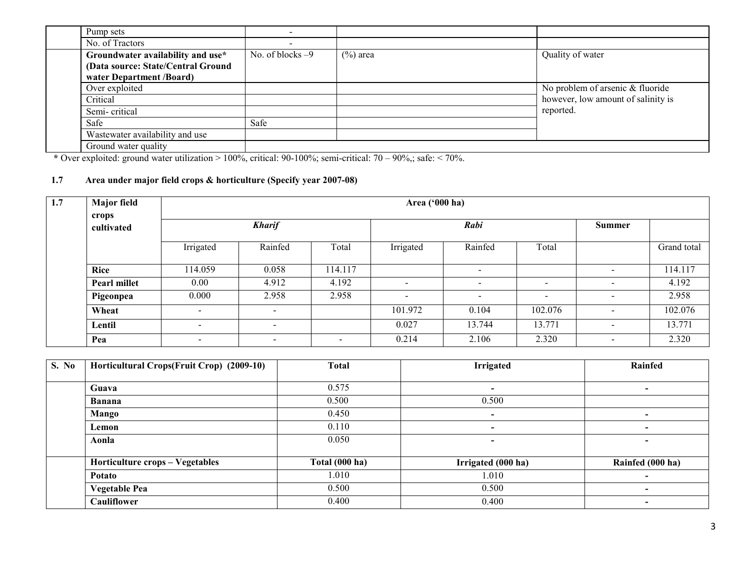| | | | | |
|---|---|---|---|---|
| | Pump sets | - | | |
| | No. of Tractors | - | | |
| | **Groundwater availability and use* (Data source: State/Central Ground water Department /Board)** | No. of blocks –9 | (%) area | Quality of water |
| | Over exploited | | | No problem of arsenic & fluoride however, low amount of salinity is reported. |
| | Critical | | | |
| | Semi- critical | | | |
| | Safe | Safe | | |
| | Wastewater availability and use | | | |
| | Ground water quality | | | |

*** Over exploited: ground water utilization > 100%, critical: 90-100%; semi-critical: 70 – 90%,; safe: < 70%.

### 1.7 Area under major field crops & horticulture (Specify year 2007-08)

| 1.7 | Major field crops cultivated | Area ('000 ha) | | | | | | | |
|---|---|---|---|---|---|---|---|---|---|
| | | *Kharif* | | | *Rabi* | | | **Summer** | |
| | | Irrigated | Rainfed | Total | Irrigated | Rainfed | Total | | Grand total |
| | **Rice** | 114.059 | 0.058 | 114.117 | | - | | - | 114.117 |
| | **Pearl millet** | 0.00 | 4.912 | 4.192 | - | - | - | - | 4.192 |
| | **Pigeonpea** | 0.000 | 2.958 | 2.958 | - | - | - | - | 2.958 |
| | **Wheat** | - | - | | 101.972 | 0.104 | 102.076 | - | 102.076 |
| | **Lentil** | - | - | | 0.027 | 13.744 | 13.771 | - | 13.771 |
| | **Pea** | - | - | - | 0.214 | 2.106 | 2.320 | - | 2.320 |

| S. No | Horticultural Crops(Fruit Crop) (2009-10) | Total | Irrigated | Rainfed |
|---|---|---|---|---|
| | **Guava** | 0.575 | - | - |
| | **Banana** | 0.500 | 0.500 | |
| | **Mango** | 0.450 | - | - |
| | **Lemon** | 0.110 | - | - |
| | **Aonla** | 0.050 | - | - |
| | **Horticulture crops – Vegetables** | **Total (000 ha)** | **Irrigated (000 ha)** | **Rainfed (000 ha)** |
| | **Potato** | 1.010 | 1.010 | - |
| | **Vegetable Pea** | 0.500 | 0.500 | - |
| | **Cauliflower** | 0.400 | 0.400 | - |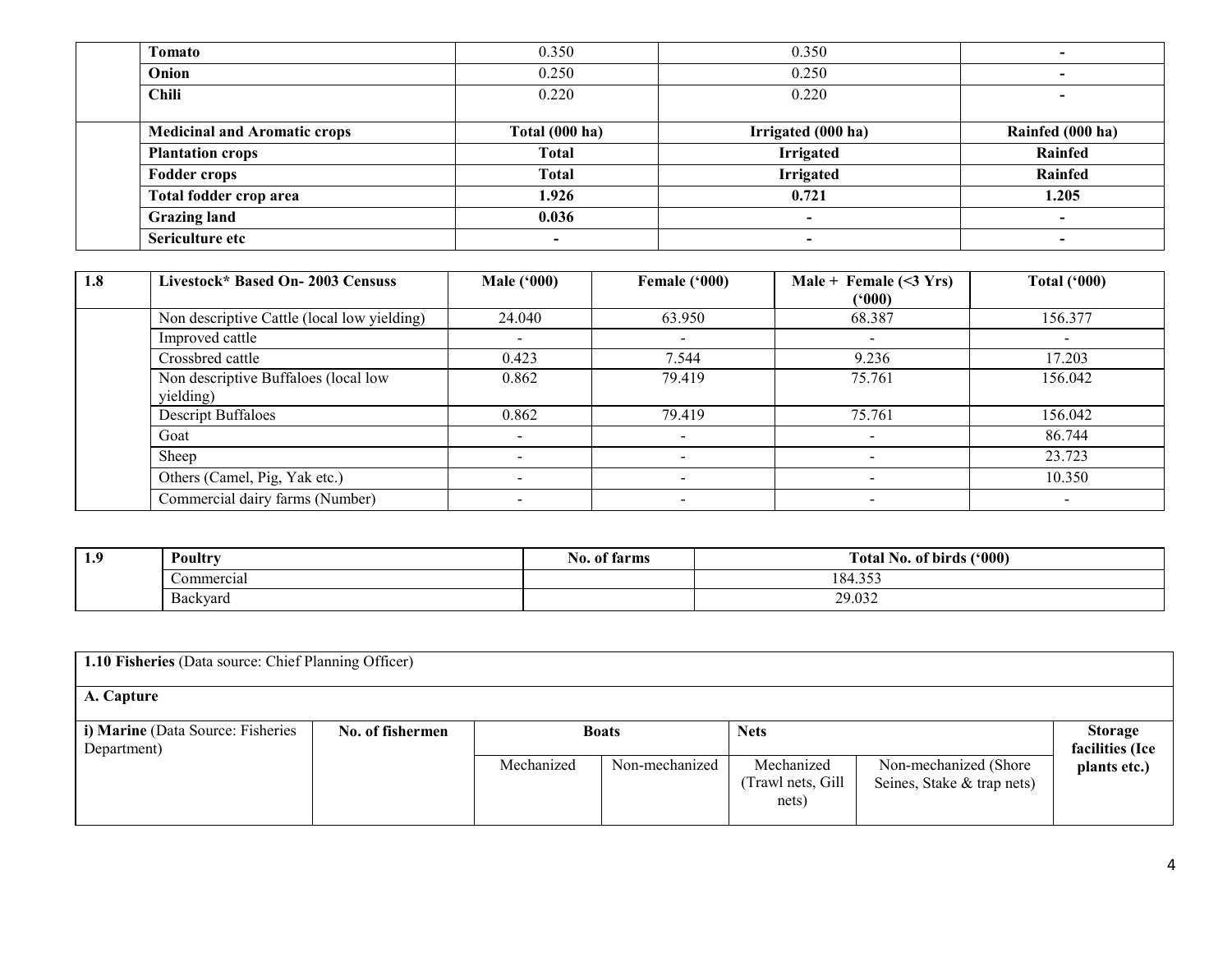|  |  |  |  |  |
|---|---|---|---|---|
|  | **Tomato** | 0.350 | 0.350 | - |
|  | **Onion** | 0.250 | 0.250 | - |
|  | **Chili** | 0.220 | 0.220 | - |
|  | **Medicinal and Aromatic crops** | **Total (000 ha)** | **Irrigated (000 ha)** | **Rainfed (000 ha)** |
|  | **Plantation crops** | **Total** | **Irrigated** | **Rainfed** |
|  | **Fodder crops** | **Total** | **Irrigated** | **Rainfed** |
|  | **Total fodder crop area** | **1.926** | **0.721** | **1.205** |
|  | **Grazing land** | **0.036** | **-** | **-** |
|  | **Sericulture etc** | **-** | **-** | **-** |

| **1.8** | **Livestock\* Based On- 2003 Censuss** | **Male ('000)** | **Female ('000)** | **Male + Female (<3 Yrs) ('000)** | **Total ('000)** |
|---|---|---|---|---|---|
|  | Non descriptive Cattle (local low yielding) | 24.040 | 63.950 | 68.387 | 156.377 |
|  | Improved cattle | - | - | - | - |
|  | Crossbred cattle | 0.423 | 7.544 | 9.236 | 17.203 |
|  | Non descriptive Buffaloes (local low yielding) | 0.862 | 79.419 | 75.761 | 156.042 |
|  | Descript Buffaloes | 0.862 | 79.419 | 75.761 | 156.042 |
|  | Goat | - | - | - | 86.744 |
|  | Sheep | - | - | - | 23.723 |
|  | Others (Camel, Pig, Yak etc.) | - | - | - | 10.350 |
|  | Commercial dairy farms (Number) | - | - | - | - |

| **1.9** | **Poultry** | **No. of farms** | **Total No. of birds ('000)** |
|---|---|---|---|
|  | Commercial |  | 184.353 |
|  | Backyard |  | 29.032 |

| **1.10 Fisheries** (Data source: Chief Planning Officer) | | | | | | |
|---|---|---|---|---|---|---|
| **A. Capture** | | | | | | |
| **i) Marine** (Data Source: Fisheries Department) | **No. of fishermen** | **Boats** | | **Nets** | | **Storage facilities (Ice plants etc.)** |
| | | Mechanized | Non-mechanized | Mechanized (Trawl nets, Gill nets) | Non-mechanized (Shore Seines, Stake & trap nets) | |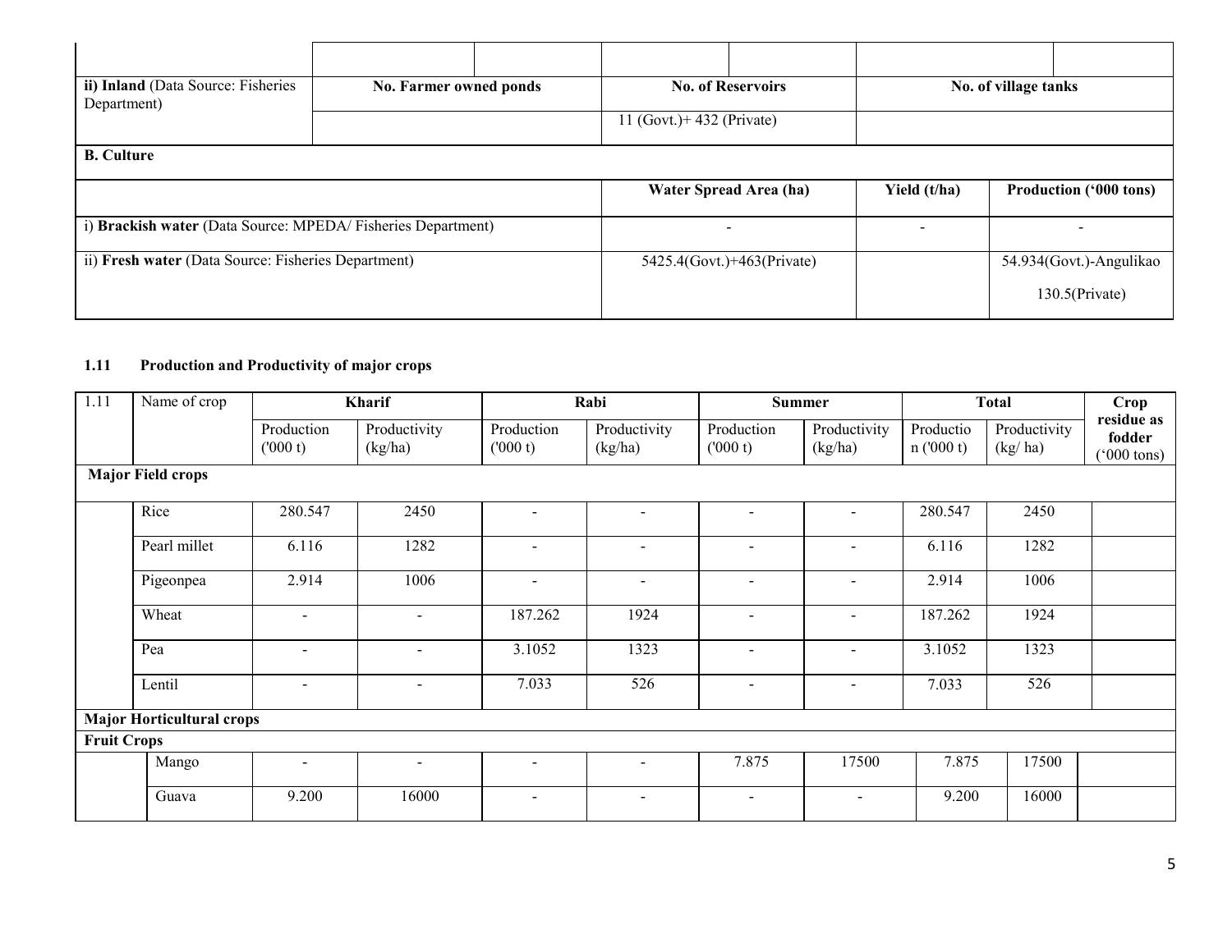| | | | | | | |
|---|---|---|---|---|---|---|
| | | | | | | |
| **ii) Inland** (Data Source: Fisheries Department) | **No. Farmer owned ponds** | | **No. of Reservoirs** | | **No. of village tanks** | |
| | | | 11 (Govt.)+ 432 (Private) | | | |
| **B. Culture** | | | | | | |
| | | | **Water Spread Area (ha)** | | **Yield (t/ha)** | **Production ('000 tons)** |
| i) **Brackish water** (Data Source: MPEDA/ Fisheries Department) | | | - | | - | - |
| ii) **Fresh water** (Data Source: Fisheries Department) | | | 5425.4(Govt.)+463(Private) | | | 54.934(Govt.)-Angulikao 130.5(Private) |

**1.11 Production and Productivity of major crops**

| 1.11 | Name of crop | Kharif | | Rabi | | Summer | | Total | | Crop residue as fodder ('000 tons) |
|---|---|---|---|---|---|---|---|---|---|---|
| | | Production ('000 t) | Productivity (kg/ha) | Production ('000 t) | Productivity (kg/ha) | Production ('000 t) | Productivity (kg/ha) | Production ('000 t) | Productivity (kg/ ha) | |
| **Major Field crops** | | | | | | | | | | |
| | Rice | 280.547 | 2450 | - | - | - | - | 280.547 | 2450 | |
| | Pearl millet | 6.116 | 1282 | - | - | - | - | 6.116 | 1282 | |
| | Pigeonpea | 2.914 | 1006 | - | - | - | - | 2.914 | 1006 | |
| | Wheat | - | - | 187.262 | 1924 | - | - | 187.262 | 1924 | |
| | Pea | - | - | 3.1052 | 1323 | - | - | 3.1052 | 1323 | |
| | Lentil | - | - | 7.033 | 526 | - | - | 7.033 | 526 | |
| **Major Horticultural crops** | | | | | | | | | | |
| **Fruit Crops** | | | | | | | | | | |
| | Mango | - | - | - | - | 7.875 | 17500 | 7.875 | 17500 | |
| | Guava | 9.200 | 16000 | - | - | - | - | 9.200 | 16000 | |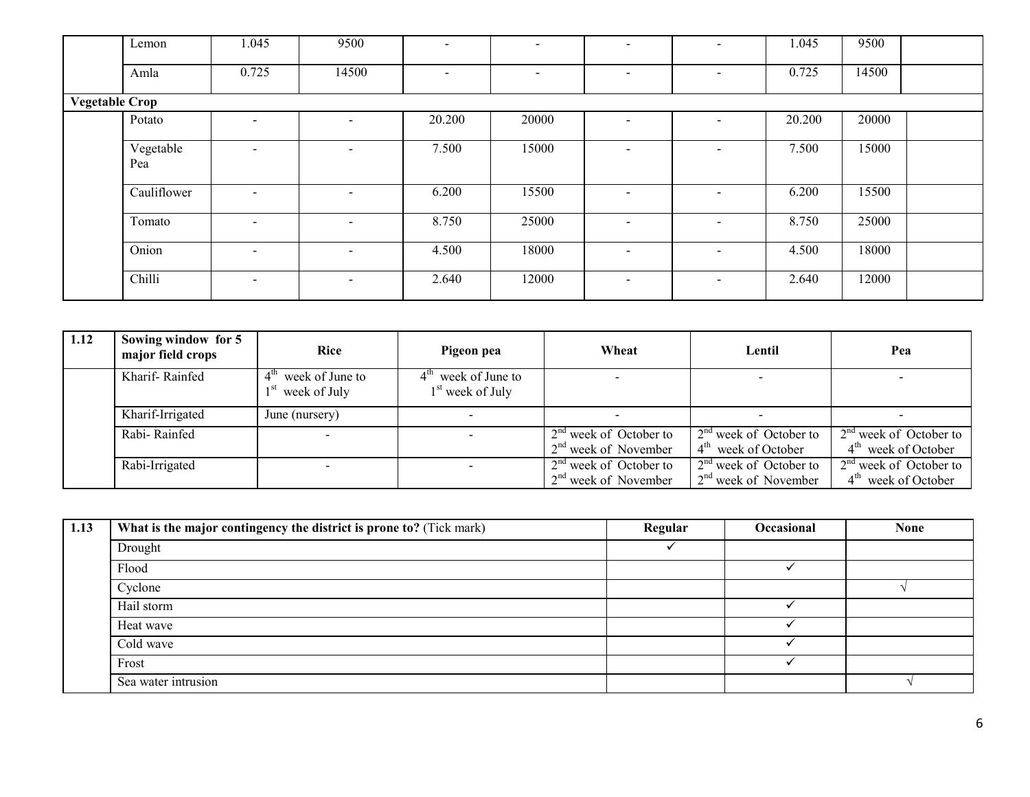| | | | | | | | | | | |
|---|---|---|---|---|---|---|---|---|---|---|
| | Lemon | 1.045 | 9500 | - | - | - | - | 1.045 | 9500 | |
| | Amla | 0.725 | 14500 | - | - | - | - | 0.725 | 14500 | |
| **Vegetable Crop** | | | | | | | | | | |
| | Potato | - | - | 20.200 | 20000 | - | - | 20.200 | 20000 | |
| | Vegetable Pea | - | - | 7.500 | 15000 | - | - | 7.500 | 15000 | |
| | Cauliflower | - | - | 6.200 | 15500 | - | - | 6.200 | 15500 | |
| | Tomato | - | - | 8.750 | 25000 | - | - | 8.750 | 25000 | |
| | Onion | - | - | 4.500 | 18000 | - | - | 4.500 | 18000 | |
| | Chilli | - | - | 2.640 | 12000 | - | - | 2.640 | 12000 | |

| 1.12 | Sowing window for 5 major field crops | Rice | Pigeon pea | Wheat | Lentil | Pea |
|---|---|---|---|---|---|---|
| | Kharif- Rainfed | 4th week of June to 1st week of July | 4th week of June to 1st week of July | - | - | - |
| | Kharif-Irrigated | June (nursery) | - | - | - | - |
| | Rabi- Rainfed | - | - | 2nd week of October to 2nd week of November | 2nd week of October to 4th week of October | 2nd week of October to 4th week of October |
| | Rabi-Irrigated | - | - | 2nd week of October to 2nd week of November | 2nd week of October to 2nd week of November | 2nd week of October to 4th week of October |

| 1.13 | **What is the major contingency the district is prone to?** (Tick mark) | Regular | Occasional | None |
|---|---|---|---|---|
| | Drought | ✓ | | |
| | Flood | | ✓ | |
| | Cyclone | | | √ |
| | Hail storm | | ✓ | |
| | Heat wave | | ✓ | |
| | Cold wave | | ✓ | |
| | Frost | | ✓ | |
| | Sea water intrusion | | | √ |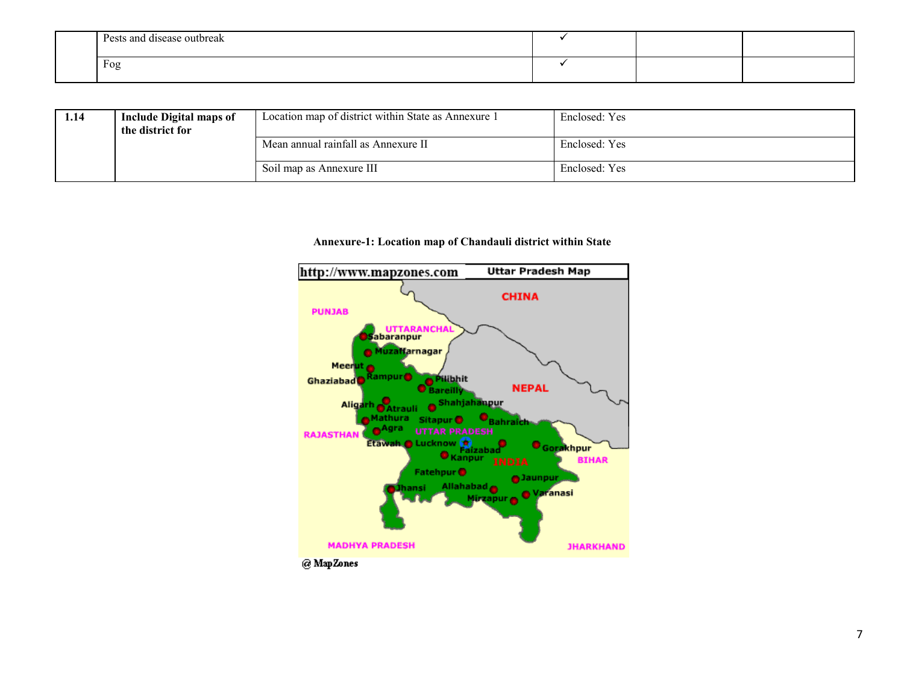| | | | | |
|---|---|---|---|---|
| | Pests and disease outbreak | ✓ | | |
| | Fog | ✓ | | |

| | | | |
|---|---|---|---|
| 1.14 | **Include Digital maps of the district for** | Location map of district within State as Annexure 1 | Enclosed: Yes |
| | | Mean annual rainfall as Annexure II | Enclosed: Yes |
| | | Soil map as Annexure III | Enclosed: Yes |

**Annexure-1: Location map of Chandauli district within State**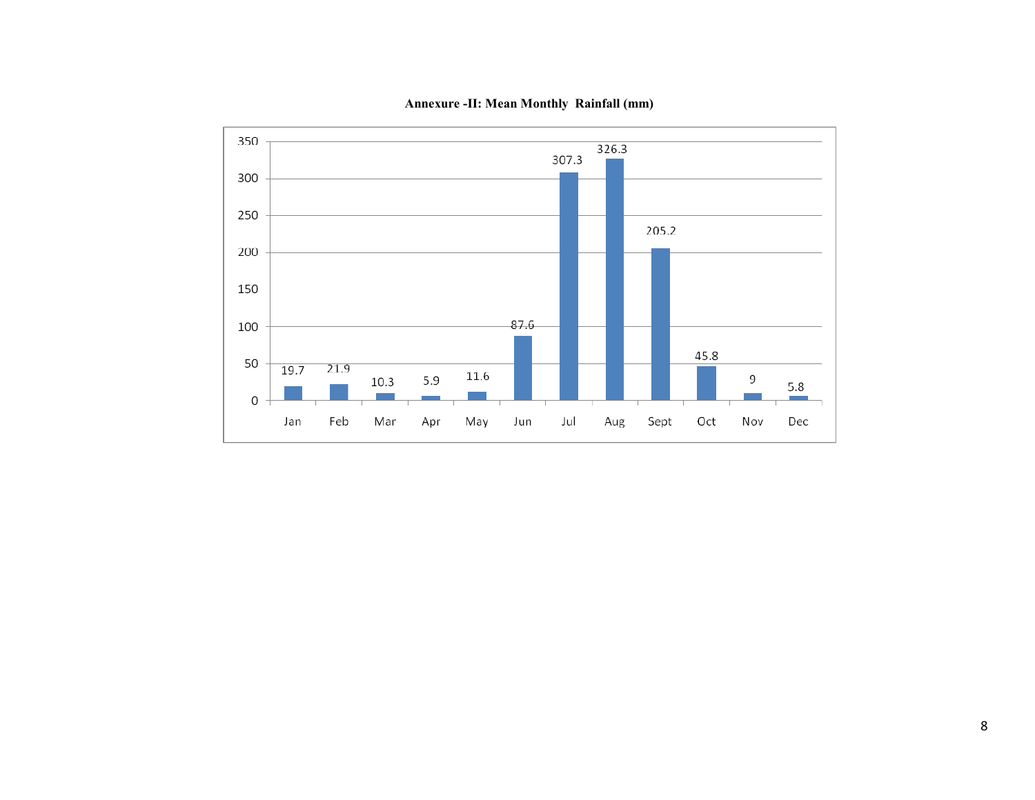**Annexure -II: Mean Monthly Rainfall (mm)**

| Month | Rainfall (mm) |
|---|---|
| Jan | 19.7 |
| Feb | 21.9 |
| Mar | 10.3 |
| Apr | 5.9 |
| May | 11.6 |
| Jun | 87.6 |
| Jul | 307.3 |
| Aug | 326.3 |
| Sept | 205.2 |
| Oct | 45.8 |
| Nov | 9 |
| Dec | 5.8 |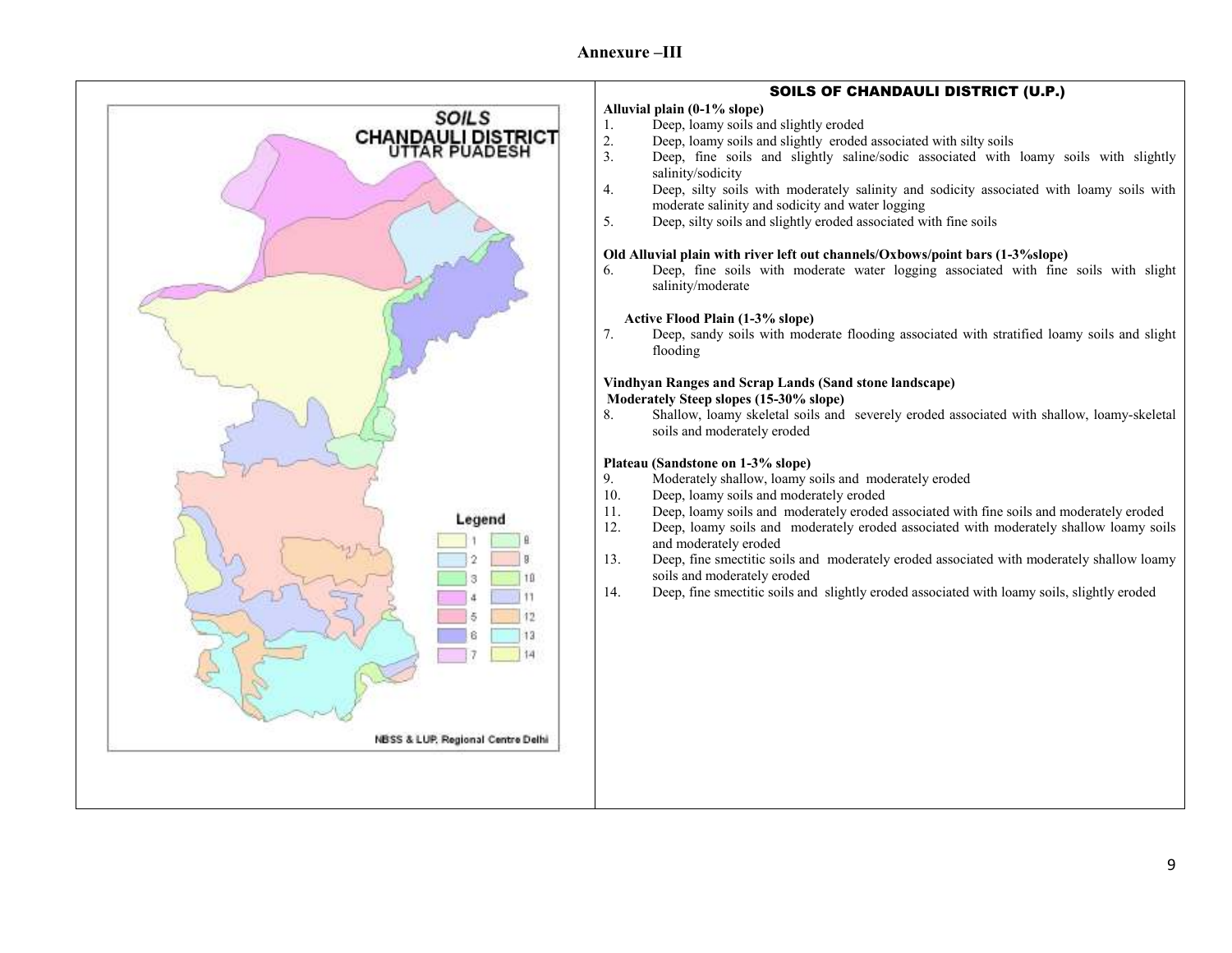# Annexure –III

## SOILS OF CHANDAULI DISTRICT (U.P.)

**Alluvial plain (0-1% slope)**

1. Deep, loamy soils and slightly eroded
2. Deep, loamy soils and slightly eroded associated with silty soils
3. Deep, fine soils and slightly saline/sodic associated with loamy soils with slightly salinity/sodicity
4. Deep, silty soils with moderately salinity and sodicity associated with loamy soils with moderate salinity and sodicity and water logging
5. Deep, silty soils and slightly eroded associated with fine soils

**Old Alluvial plain with river left out channels/Oxbows/point bars (1-3%slope)**

6. Deep, fine soils with moderate water logging associated with fine soils with slight salinity/moderate

**Active Flood Plain (1-3% slope)**

7. Deep, sandy soils with moderate flooding associated with stratified loamy soils and slight flooding

**Vindhyan Ranges and Scrap Lands (Sand stone landscape)**
**Moderately Steep slopes (15-30% slope)**

8. Shallow, loamy skeletal soils and severely eroded associated with shallow, loamy-skeletal soils and moderately eroded

**Plateau (Sandstone on 1-3% slope)**

9. Moderately shallow, loamy soils and moderately eroded
10. Deep, loamy soils and moderately eroded
11. Deep, loamy soils and moderately eroded associated with fine soils and moderately eroded
12. Deep, loamy soils and moderately eroded associated with moderately shallow loamy soils and moderately eroded
13. Deep, fine smectitic soils and moderately eroded associated with moderately shallow loamy soils and moderately eroded
14. Deep, fine smectitic soils and slightly eroded associated with loamy soils, slightly eroded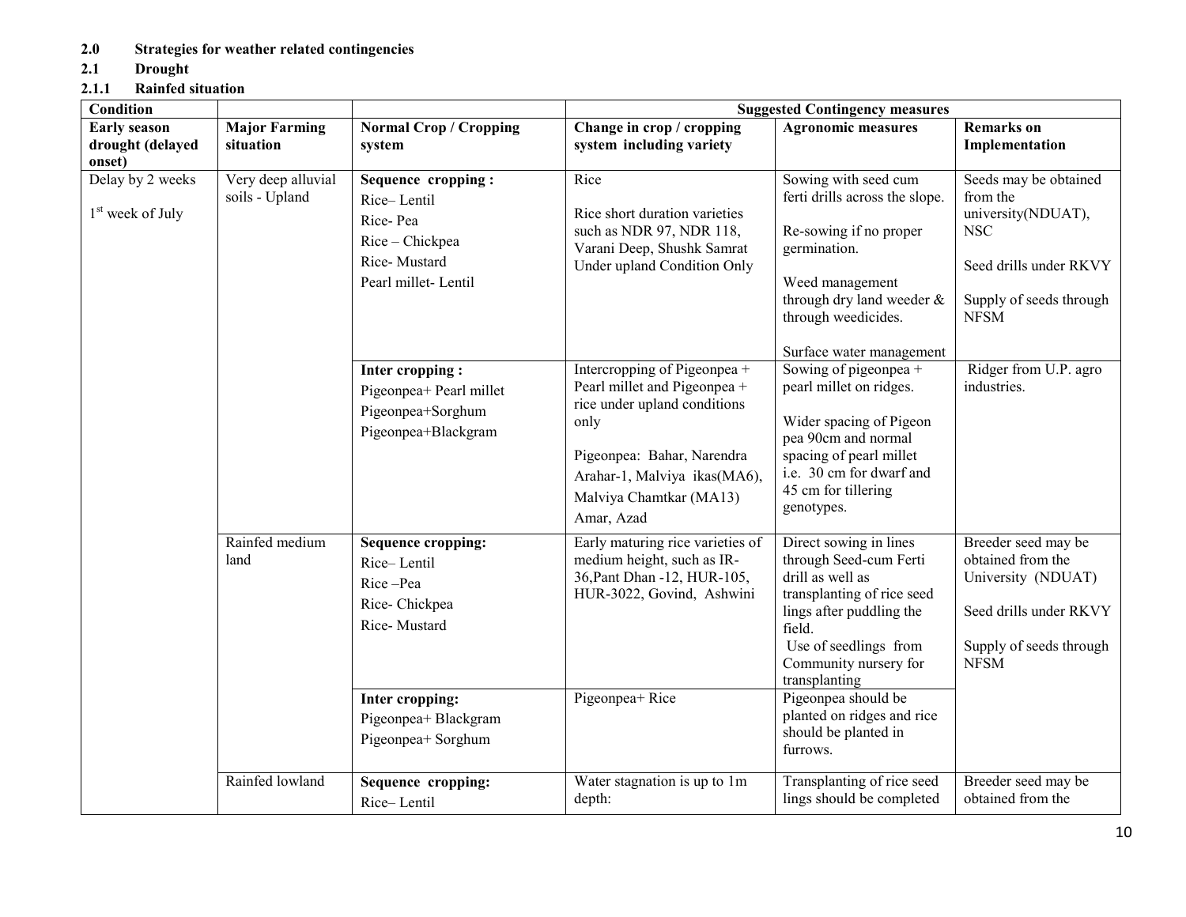**2.0 Strategies for weather related contingencies**

**2.1 Drought**

**2.1.1 Rainfed situation**

| Condition | | | Suggested Contingency measures | | |
|---|---|---|---|---|---|
| **Early season drought (delayed onset)** | **Major Farming situation** | **Normal Crop / Cropping system** | **Change in crop / cropping system including variety** | **Agronomic measures** | **Remarks on Implementation** |
| Delay by 2 weeks<br><br>1st week of July | Very deep alluvial soils - Upland | **Sequence cropping :**<br>Rice– Lentil<br>Rice- Pea<br>Rice – Chickpea<br>Rice- Mustard<br>Pearl millet- Lentil | Rice<br><br>Rice short duration varieties such as NDR 97, NDR 118, Varani Deep, Shushk Samrat Under upland Condition Only | Sowing with seed cum ferti drills across the slope.<br><br>Re-sowing if no proper germination.<br><br>Weed management through dry land weeder & through weedicides.<br><br>Surface water management | Seeds may be obtained from the university(NDUAT), NSC<br><br>Seed drills under RKVY<br><br>Supply of seeds through NFSM |
| | | **Inter cropping :**<br>Pigeonpea+ Pearl millet<br>Pigeonpea+Sorghum<br>Pigeonpea+Blackgram | Intercropping of Pigeonpea + Pearl millet and Pigeonpea + rice under upland conditions only<br><br>Pigeonpea: Bahar, Narendra Arahar-1, Malviya ikas(MA6), Malviya Chamtkar (MA13) Amar, Azad | Sowing of pigeonpea + pearl millet on ridges.<br><br>Wider spacing of Pigeon pea 90cm and normal spacing of pearl millet i.e. 30 cm for dwarf and 45 cm for tillering genotypes. | Ridger from U.P. agro industries. |
| | Rainfed medium land | **Sequence cropping:**<br>Rice– Lentil<br>Rice –Pea<br>Rice- Chickpea<br>Rice- Mustard | Early maturing rice varieties of medium height, such as IR-36,Pant Dhan -12, HUR-105, HUR-3022, Govind, Ashwini | Direct sowing in lines through Seed-cum Ferti drill as well as transplanting of rice seed lings after puddling the field.<br>Use of seedlings from Community nursery for transplanting | Breeder seed may be obtained from the University (NDUAT)<br><br>Seed drills under RKVY<br><br>Supply of seeds through NFSM |
| | | **Inter cropping:**<br>Pigeonpea+ Blackgram<br>Pigeonpea+ Sorghum | Pigeonpea+ Rice | Pigeonpea should be planted on ridges and rice should be planted in furrows. | |
| | Rainfed lowland | **Sequence cropping:**<br>Rice– Lentil | Water stagnation is up to 1m depth: | Transplanting of rice seed lings should be completed | Breeder seed may be obtained from the |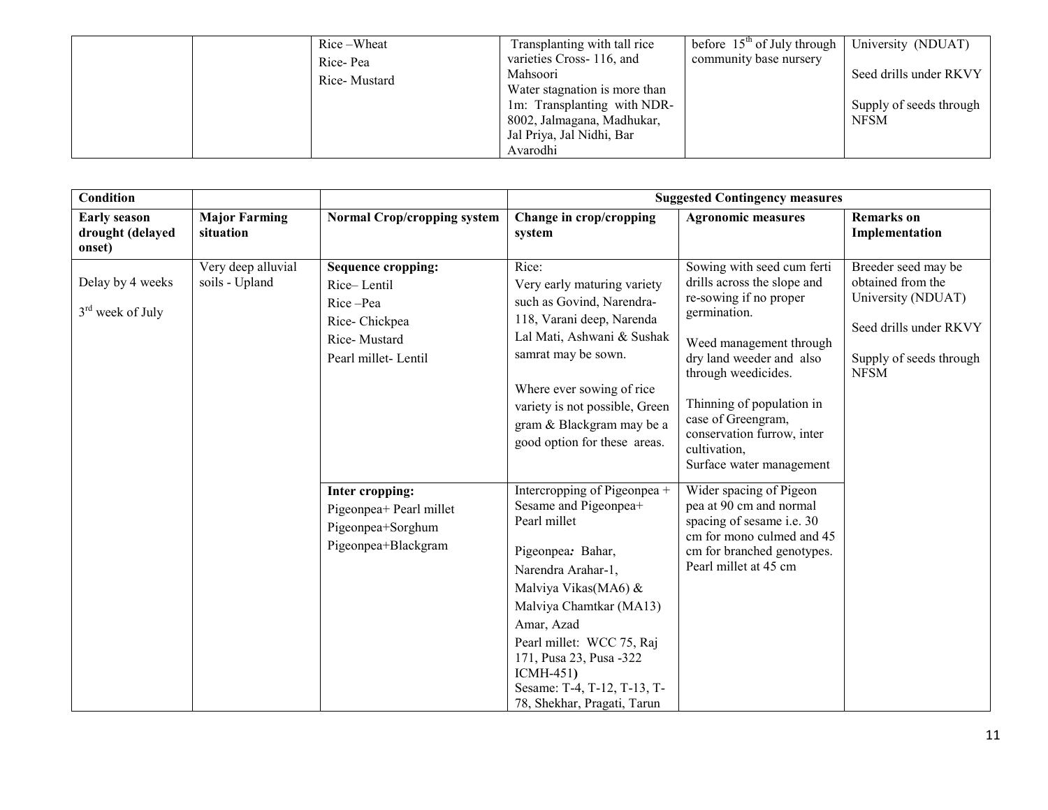|  |  | Rice –Wheat<br>Rice- Pea<br>Rice- Mustard | Transplanting with tall rice varieties Cross- 116, and Mahsoori<br>Water stagnation is more than 1m: Transplanting with NDR-8002, Jalmagana, Madhukar, Jal Priya, Jal Nidhi, Bar Avarodhi | before 15th of July through community base nursery | University (NDUAT)<br><br>Seed drills under RKVY<br><br>Supply of seeds through NFSM |
|---|---|---|---|---|---|

| Condition |  |  | Suggested Contingency measures |  |  |
|---|---|---|---|---|---|
| **Early season drought (delayed onset)** | **Major Farming situation** | **Normal Crop/cropping system** | **Change in crop/cropping system** | **Agronomic measures** | **Remarks on Implementation** |
| Delay by 4 weeks<br><br>3rd week of July | Very deep alluvial soils - Upland | **Sequence cropping:**<br>Rice– Lentil<br>Rice –Pea<br>Rice- Chickpea<br>Rice- Mustard<br>Pearl millet- Lentil | Rice:<br>Very early maturing variety such as Govind, Narendra-118, Varani deep, Narenda Lal Mati, Ashwani & Sushak samrat may be sown.<br><br>Where ever sowing of rice variety is not possible, Green gram & Blackgram may be a good option for these areas. | Sowing with seed cum ferti drills across the slope and re-sowing if no proper germination.<br><br>Weed management through dry land weeder and also through weedicides.<br><br>Thinning of population in case of Greengram, conservation furrow, inter cultivation,<br>Surface water management | Breeder seed may be obtained from the University (NDUAT)<br><br>Seed drills under RKVY<br><br>Supply of seeds through NFSM |
|  |  | **Inter cropping:**<br>Pigeonpea+ Pearl millet<br>Pigeonpea+Sorghum<br>Pigeonpea+Blackgram | Intercropping of Pigeonpea + Sesame and Pigeonpea+ Pearl millet<br><br>Pigeonpea*:* Bahar, Narendra Arahar-1, Malviya Vikas(MA6) & Malviya Chamtkar (MA13) Amar, Azad<br>Pearl millet: WCC 75, Raj 171, Pusa 23, Pusa -322 ICMH-451**)**<br>Sesame: T-4, T-12, T-13, T-78, Shekhar, Pragati, Tarun | Wider spacing of Pigeon pea at 90 cm and normal spacing of sesame i.e. 30 cm for mono culmed and 45 cm for branched genotypes. Pearl millet at 45 cm |  |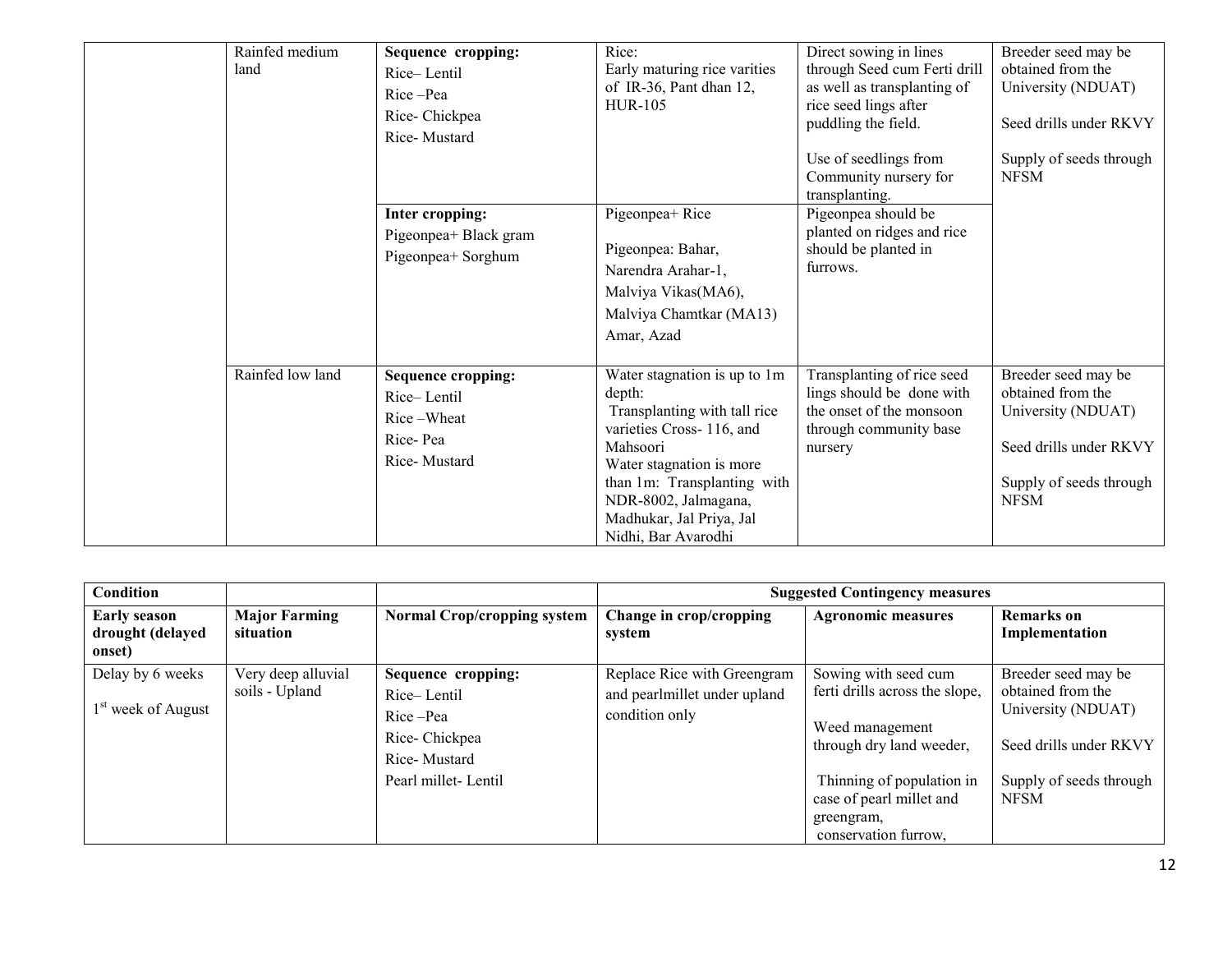| | Rainfed medium land | **Sequence cropping:** Rice– Lentil Rice –Pea Rice- Chickpea Rice- Mustard | Rice: Early maturing rice varities of IR-36, Pant dhan 12, HUR-105 | Direct sowing in lines through Seed cum Ferti drill as well as transplanting of rice seed lings after puddling the field. Use of seedlings from Community nursery for transplanting. | Breeder seed may be obtained from the University (NDUAT) Seed drills under RKVY Supply of seeds through NFSM |
|---|---|---|---|---|---|
| | | **Inter cropping:** Pigeonpea+ Black gram Pigeonpea+ Sorghum | Pigeonpea+ Rice Pigeonpea: Bahar, Narendra Arahar-1, Malviya Vikas(MA6), Malviya Chamtkar (MA13) Amar, Azad | Pigeonpea should be planted on ridges and rice should be planted in furrows. | |
| | Rainfed low land | **Sequence cropping:** Rice– Lentil Rice –Wheat Rice- Pea Rice- Mustard | Water stagnation is up to 1m depth: Transplanting with tall rice varieties Cross- 116, and Mahsoori Water stagnation is more than 1m: Transplanting with NDR-8002, Jalmagana, Madhukar, Jal Priya, Jal Nidhi, Bar Avarodhi | Transplanting of rice seed lings should be done with the onset of the monsoon through community base nursery | Breeder seed may be obtained from the University (NDUAT) Seed drills under RKVY Supply of seeds through NFSM |

| **Condition** | | | **Suggested Contingency measures** | | |
|---|---|---|---|---|---|
| **Early season drought (delayed onset)** | **Major Farming situation** | **Normal Crop/cropping system** | **Change in crop/cropping system** | **Agronomic measures** | **Remarks on Implementation** |
| Delay by 6 weeks 1st week of August | Very deep alluvial soils - Upland | **Sequence cropping:** Rice– Lentil Rice –Pea Rice- Chickpea Rice- Mustard Pearl millet- Lentil | Replace Rice with Greengram and pearlmillet under upland condition only | Sowing with seed cum ferti drills across the slope, Weed management through dry land weeder, Thinning of population in case of pearl millet and greengram, conservation furrow, | Breeder seed may be obtained from the University (NDUAT) Seed drills under RKVY Supply of seeds through NFSM |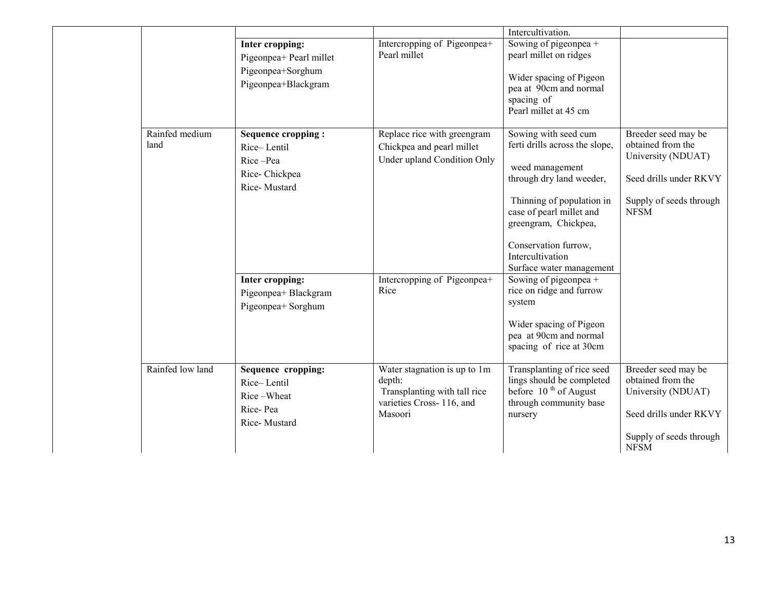| | | | | | |
|---|---|---|---|---|---|
| | | | | Intercultivation. | |
| | | **Inter cropping:**<br>Pigeonpea+ Pearl millet<br>Pigeonpea+Sorghum<br>Pigeonpea+Blackgram | Intercropping of Pigeonpea+ Pearl millet | Sowing of pigeonpea + pearl millet on ridges<br><br>Wider spacing of Pigeon pea at 90cm and normal spacing of Pearl millet at 45 cm | |
| | Rainfed medium land | **Sequence cropping :**<br>Rice– Lentil<br>Rice –Pea<br>Rice- Chickpea<br>Rice- Mustard | Replace rice with greengram Chickpea and pearl millet Under upland Condition Only | Sowing with seed cum ferti drills across the slope,<br><br>weed management through dry land weeder,<br><br>Thinning of population in case of pearl millet and greengram, Chickpea,<br><br>Conservation furrow, Intercultivation<br>Surface water management | Breeder seed may be obtained from the University (NDUAT)<br><br>Seed drills under RKVY<br><br>Supply of seeds through NFSM |
| | | **Inter cropping:**<br>Pigeonpea+ Blackgram<br>Pigeonpea+ Sorghum | Intercropping of Pigeonpea+ Rice | Sowing of pigeonpea + rice on ridge and furrow system<br><br>Wider spacing of Pigeon pea at 90cm and normal spacing of rice at 30cm | |
| | Rainfed low land | **Sequence cropping:**<br>Rice– Lentil<br>Rice –Wheat<br>Rice- Pea<br>Rice- Mustard | Water stagnation is up to 1m depth:<br>Transplanting with tall rice varieties Cross- 116, and Masoori | Transplanting of rice seed lings should be completed before 10[th] of August through community base nursery | Breeder seed may be obtained from the University (NDUAT)<br><br>Seed drills under RKVY<br><br>Supply of seeds through NFSM |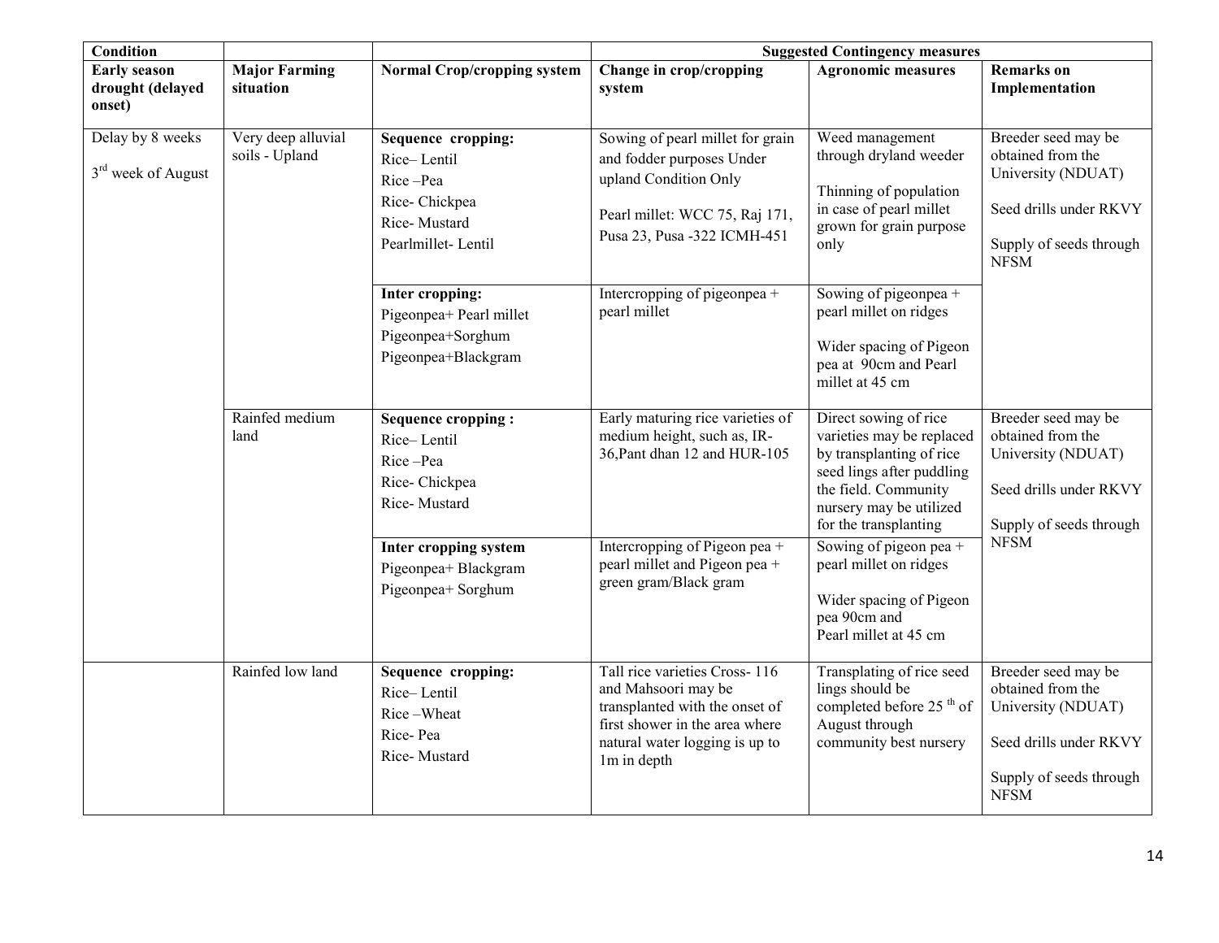| Condition | | | Suggested Contingency measures | | |
|---|---|---|---|---|---|
| **Early season drought (delayed onset)** | **Major Farming situation** | **Normal Crop/cropping system** | **Change in crop/cropping system** | **Agronomic measures** | **Remarks on Implementation** |
| Delay by 8 weeks<br>3rd week of August | Very deep alluvial soils - Upland | **Sequence cropping:**<br>Rice– Lentil<br>Rice –Pea<br>Rice- Chickpea<br>Rice- Mustard<br>Pearlmillet- Lentil | Sowing of pearl millet for grain and fodder purposes Under upland Condition Only<br>Pearl millet: WCC 75, Raj 171, Pusa 23, Pusa -322 ICMH-451 | Weed management through dryland weeder<br>Thinning of population in case of pearl millet grown for grain purpose only | Breeder seed may be obtained from the University (NDUAT)<br>Seed drills under RKVY<br>Supply of seeds through NFSM |
| | | **Inter cropping:**<br>Pigeonpea+ Pearl millet<br>Pigeonpea+Sorghum<br>Pigeonpea+Blackgram | Intercropping of pigeonpea + pearl millet | Sowing of pigeonpea + pearl millet on ridges<br>Wider spacing of Pigeon pea at 90cm and Pearl millet at 45 cm | |
| | Rainfed medium land | **Sequence cropping :**<br>Rice– Lentil<br>Rice –Pea<br>Rice- Chickpea<br>Rice- Mustard | Early maturing rice varieties of medium height, such as, IR-36,Pant dhan 12 and HUR-105 | Direct sowing of rice varieties may be replaced by transplanting of rice seed lings after puddling the field. Community nursery may be utilized for the transplanting | Breeder seed may be obtained from the University (NDUAT)<br>Seed drills under RKVY<br>Supply of seeds through NFSM |
| | | **Inter cropping system**<br>Pigeonpea+ Blackgram<br>Pigeonpea+ Sorghum | Intercropping of Pigeon pea + pearl millet and Pigeon pea + green gram/Black gram | Sowing of pigeon pea + pearl millet on ridges<br>Wider spacing of Pigeon pea 90cm and Pearl millet at 45 cm | |
| | Rainfed low land | **Sequence cropping:**<br>Rice– Lentil<br>Rice –Wheat<br>Rice- Pea<br>Rice- Mustard | Tall rice varieties Cross- 116 and Mahsoori may be transplanted with the onset of first shower in the area where natural water logging is up to 1m in depth | Transplating of rice seed lings should be completed before 25th of August through community best nursery | Breeder seed may be obtained from the University (NDUAT)<br>Seed drills under RKVY<br>Supply of seeds through NFSM |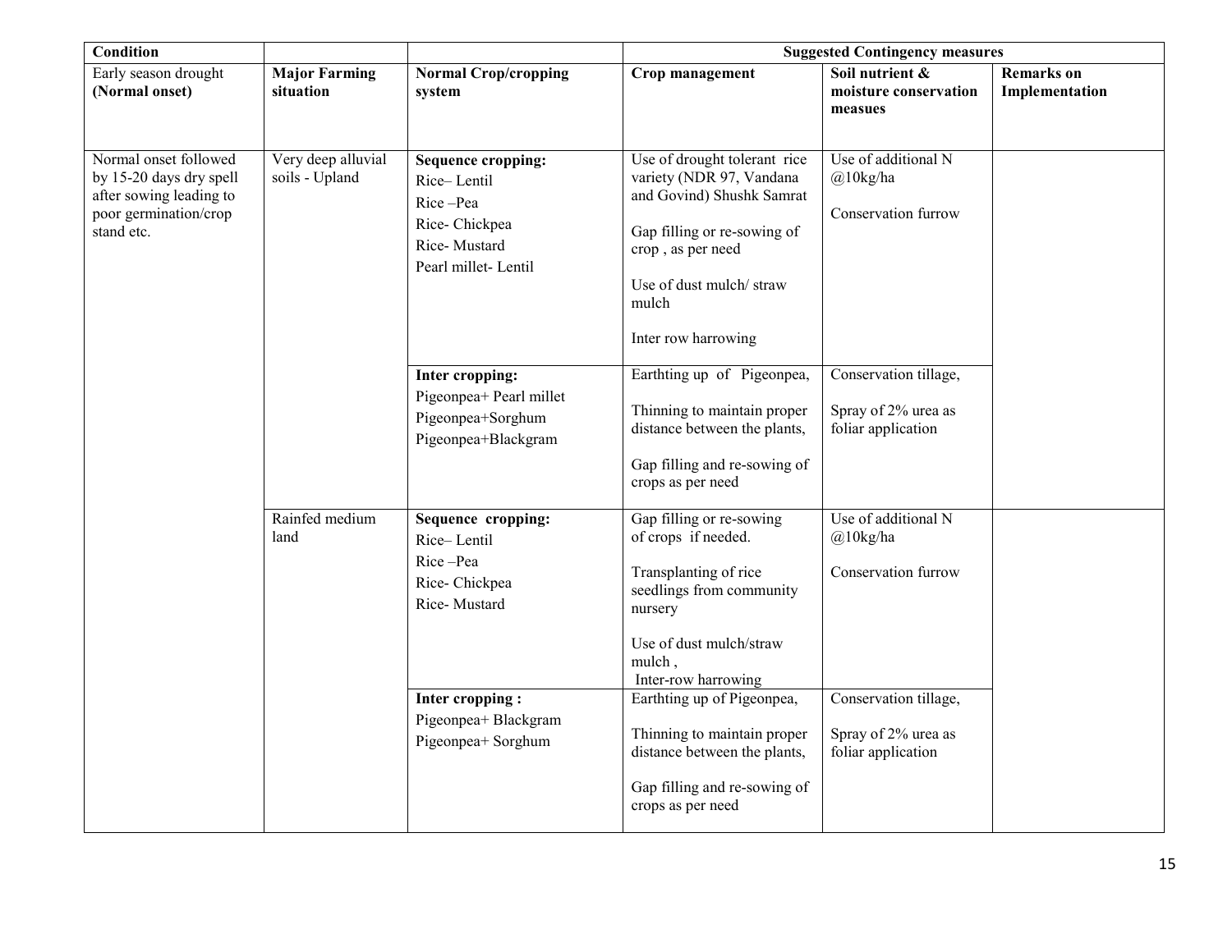| Condition | | | Suggested Contingency measures | | |
|---|---|---|---|---|---|
| Early season drought **(Normal onset)** | **Major Farming situation** | **Normal Crop/cropping system** | **Crop management** | **Soil nutrient & moisture conservation measues** | **Remarks on Implementation** |
| Normal onset followed by 15-20 days dry spell after sowing leading to poor germination/crop stand etc. | Very deep alluvial soils - Upland | **Sequence cropping:**<br>Rice– Lentil<br>Rice –Pea<br>Rice- Chickpea<br>Rice- Mustard<br>Pearl millet- Lentil | Use of drought tolerant rice variety (NDR 97, Vandana and Govind) Shushk Samrat<br><br>Gap filling or re-sowing of crop , as per need<br><br>Use of dust mulch/ straw mulch<br><br>Inter row harrowing | Use of additional N @10kg/ha<br><br>Conservation furrow | |
| | | **Inter cropping:**<br>Pigeonpea+ Pearl millet<br>Pigeonpea+Sorghum<br>Pigeonpea+Blackgram | Earthting up of Pigeonpea,<br><br>Thinning to maintain proper distance between the plants,<br><br>Gap filling and re-sowing of crops as per need | Conservation tillage,<br><br>Spray of 2% urea as foliar application | |
| | Rainfed medium land | **Sequence cropping:**<br>Rice– Lentil<br>Rice –Pea<br>Rice- Chickpea<br>Rice- Mustard | Gap filling or re-sowing of crops if needed.<br><br>Transplanting of rice seedlings from community nursery<br><br>Use of dust mulch/straw mulch ,<br>Inter-row harrowing | Use of additional N @10kg/ha<br><br>Conservation furrow | |
| | | **Inter cropping :**<br>Pigeonpea+ Blackgram<br>Pigeonpea+ Sorghum | Earthting up of Pigeonpea,<br><br>Thinning to maintain proper distance between the plants,<br><br>Gap filling and re-sowing of crops as per need | Conservation tillage,<br><br>Spray of 2% urea as foliar application | |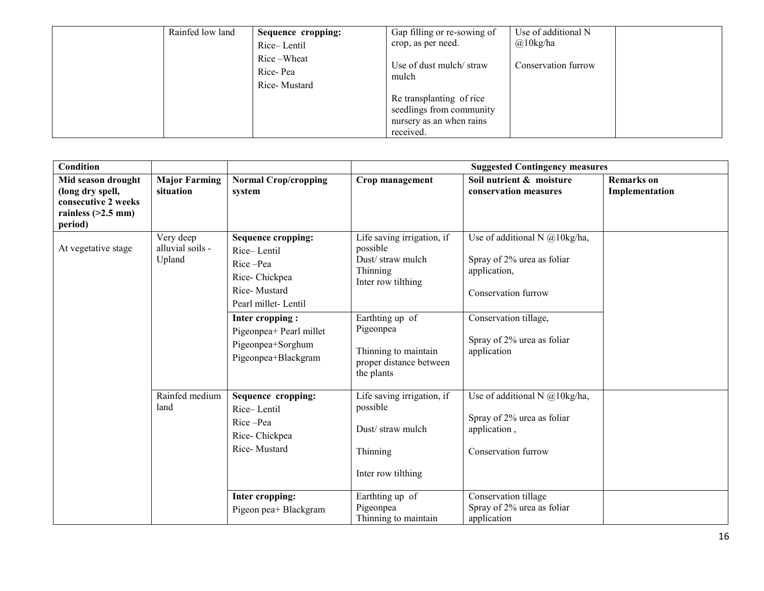|  | Rainfed low land | **Sequence cropping:** Rice– Lentil Rice –Wheat Rice- Pea Rice- Mustard | Gap filling or re-sowing of crop, as per need. Use of dust mulch/ straw mulch Re transplanting of rice seedlings from community nursery as an when rains received. | Use of additional N @10kg/ha Conservation furrow |  |
|---|---|---|---|---|---|

| **Condition** |  |  | **Suggested Contingency measures** |  |  |
|---|---|---|---|---|---|
| **Mid season drought (long dry spell, consecutive 2 weeks rainless (>2.5 mm) period)** | **Major Farming situation** | **Normal Crop/cropping system** | **Crop management** | **Soil nutrient & moisture conservation measures** | **Remarks on Implementation** |
| At vegetative stage | Very deep alluvial soils - Upland | **Sequence cropping:** Rice– Lentil Rice –Pea Rice- Chickpea Rice- Mustard Pearl millet- Lentil | Life saving irrigation, if possible Dust/ straw mulch Thinning Inter row tilthing | Use of additional N @10kg/ha, Spray of 2% urea as foliar application, Conservation furrow |  |
|  |  | **Inter cropping :** Pigeonpea+ Pearl millet Pigeonpea+Sorghum Pigeonpea+Blackgram | Earthting up of Pigeonpea Thinning to maintain proper distance between the plants | Conservation tillage, Spray of 2% urea as foliar application |  |
|  | Rainfed medium land | **Sequence cropping:** Rice– Lentil Rice –Pea Rice- Chickpea Rice- Mustard | Life saving irrigation, if possible Dust/ straw mulch Thinning Inter row tilthing | Use of additional N @10kg/ha, Spray of 2% urea as foliar application , Conservation furrow |  |
|  |  | **Inter cropping:** Pigeon pea+ Blackgram | Earthting up of Pigeonpea Thinning to maintain | Conservation tillage Spray of 2% urea as foliar application |  |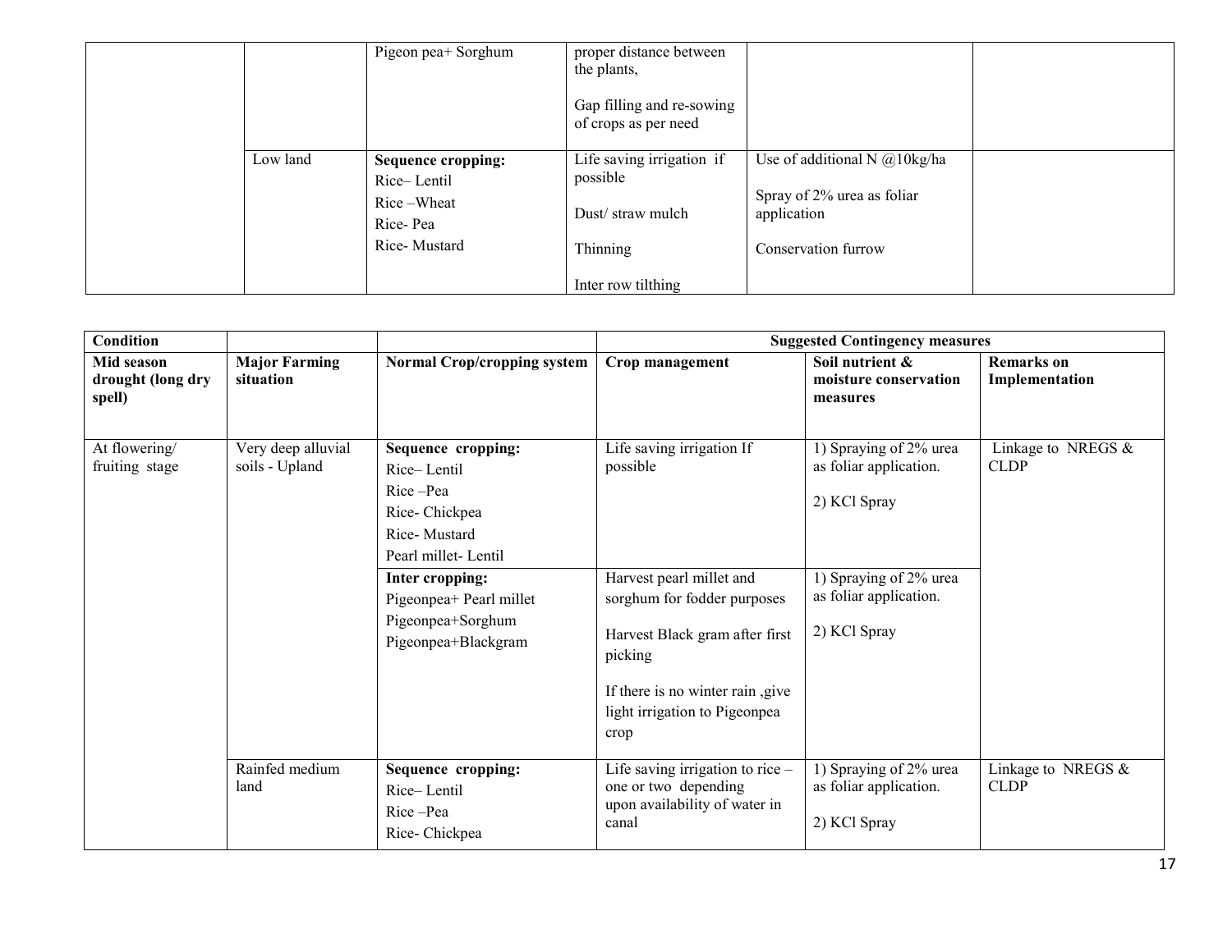| | | | | | |
|---|---|---|---|---|---|
| | | Pigeon pea+ Sorghum | proper distance between the plants,<br><br>Gap filling and re-sowing of crops as per need | | |
| | Low land | **Sequence cropping:**<br>Rice– Lentil<br>Rice –Wheat<br>Rice- Pea<br>Rice- Mustard | Life saving irrigation if possible<br><br>Dust/ straw mulch<br><br>Thinning<br><br>Inter row tilthing | Use of additional N @10kg/ha<br><br>Spray of 2% urea as foliar application<br><br>Conservation furrow | |

| **Condition** | | | **Suggested Contingency measures** | | |
|---|---|---|---|---|---|
| **Mid season drought (long dry spell)** | **Major Farming situation** | **Normal Crop/cropping system** | **Crop management** | **Soil nutrient & moisture conservation measures** | **Remarks on Implementation** |
| At flowering/ fruiting stage | Very deep alluvial soils - Upland | **Sequence cropping:**<br>Rice– Lentil<br>Rice –Pea<br>Rice- Chickpea<br>Rice- Mustard<br>Pearl millet- Lentil | Life saving irrigation If possible | 1) Spraying of 2% urea as foliar application.<br><br>2) KCl Spray | Linkage to NREGS & CLDP |
| | | **Inter cropping:**<br>Pigeonpea+ Pearl millet<br>Pigeonpea+Sorghum<br>Pigeonpea+Blackgram | Harvest pearl millet and sorghum for fodder purposes<br><br>Harvest Black gram after first picking<br><br>If there is no winter rain ,give light irrigation to Pigeonpea crop | 1) Spraying of 2% urea as foliar application.<br><br>2) KCl Spray | |
| | Rainfed medium land | **Sequence cropping:**<br>Rice– Lentil<br>Rice –Pea<br>Rice- Chickpea | Life saving irrigation to rice – one or two depending upon availability of water in canal | 1) Spraying of 2% urea as foliar application.<br><br>2) KCl Spray | Linkage to NREGS & CLDP |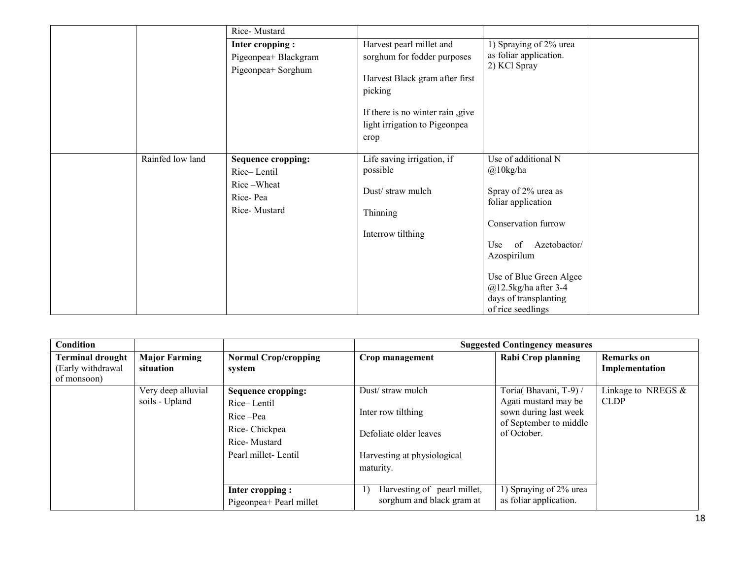| | | | | | |
|---|---|---|---|---|---|
| | | Rice- Mustard | | | |
| | | **Inter cropping :**<br>Pigeonpea+ Blackgram<br>Pigeonpea+ Sorghum | Harvest pearl millet and sorghum for fodder purposes<br><br>Harvest Black gram after first picking<br><br>If there is no winter rain ,give light irrigation to Pigeonpea crop | 1) Spraying of 2% urea as foliar application.<br>2) KCl Spray | |
| | Rainfed low land | **Sequence cropping:**<br>Rice– Lentil<br>Rice –Wheat<br>Rice- Pea<br>Rice- Mustard | Life saving irrigation, if possible<br><br>Dust/ straw mulch<br><br>Thinning<br><br>Interrow tilthing | Use of additional N @10kg/ha<br><br>Spray of 2% urea as foliar application<br><br>Conservation furrow<br><br>Use of Azetobactor/ Azospirilum<br><br>Use of Blue Green Algee @12.5kg/ha after 3-4 days of transplanting of rice seedlings | |

| Condition | | | Suggested Contingency measures | | |
|---|---|---|---|---|---|
| **Terminal drought** (Early withdrawal of monsoon) | **Major Farming situation** | **Normal Crop/cropping system** | **Crop management** | **Rabi Crop planning** | **Remarks on Implementation** |
| | Very deep alluvial soils - Upland | **Sequence cropping:**<br>Rice– Lentil<br>Rice –Pea<br>Rice- Chickpea<br>Rice- Mustard<br>Pearl millet- Lentil | Dust/ straw mulch<br><br>Inter row tilthing<br><br>Defoliate older leaves<br><br>Harvesting at physiological maturity. | Toria( Bhavani, T-9) / Agati mustard may be sown during last week of September to middle of October. | Linkage to NREGS & CLDP |
| | | **Inter cropping :**<br>Pigeonpea+ Pearl millet | 1) Harvesting of pearl millet, sorghum and black gram at | 1) Spraying of 2% urea as foliar application. | |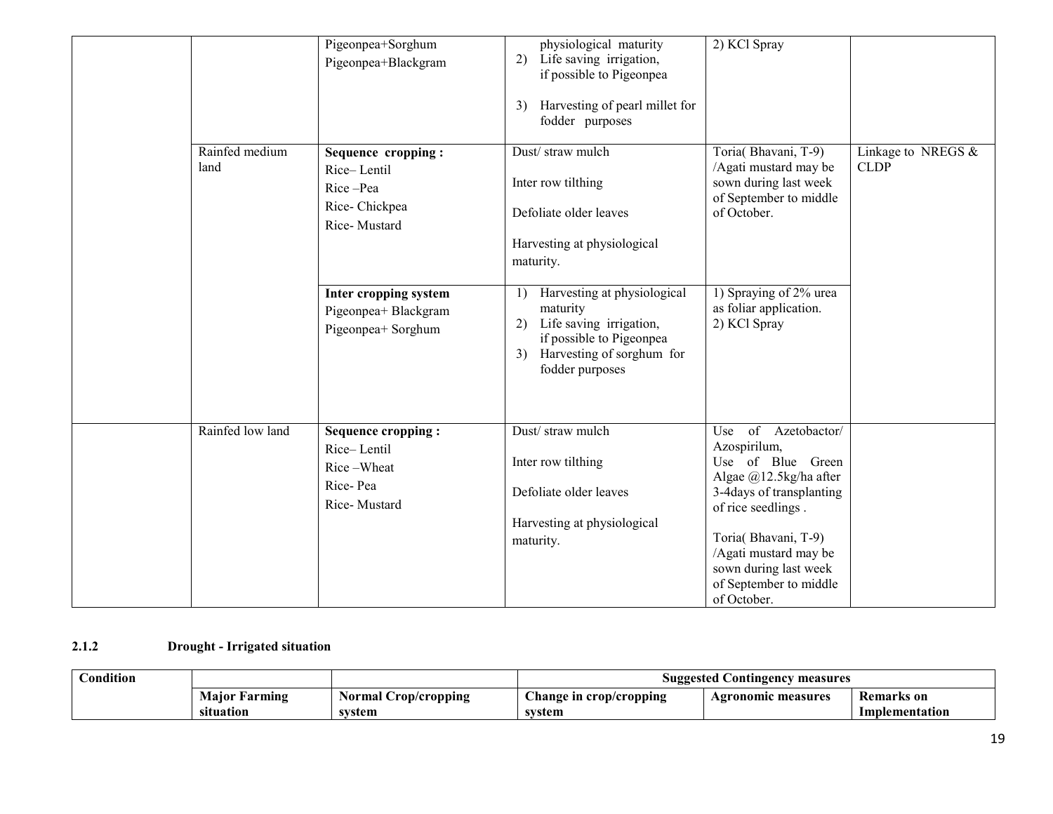| | | Pigeonpea+Sorghum<br>Pigeonpea+Blackgram | physiological maturity<br>2) Life saving irrigation, if possible to Pigeonpea<br>3) Harvesting of pearl millet for fodder purposes | 2) KCl Spray | |
|---|---|---|---|---|---|
| | Rainfed medium land | **Sequence cropping :**<br>Rice– Lentil<br>Rice –Pea<br>Rice- Chickpea<br>Rice- Mustard | Dust/ straw mulch<br>Inter row tilthing<br>Defoliate older leaves<br>Harvesting at physiological maturity. | Toria( Bhavani, T-9) /Agati mustard may be sown during last week of September to middle of October. | Linkage to NREGS & CLDP |
| | | **Inter cropping system**<br>Pigeonpea+ Blackgram<br>Pigeonpea+ Sorghum | 1) Harvesting at physiological maturity<br>2) Life saving irrigation, if possible to Pigeonpea<br>3) Harvesting of sorghum for fodder purposes | 1) Spraying of 2% urea as foliar application.<br>2) KCl Spray | |
| | Rainfed low land | **Sequence cropping :**<br>Rice– Lentil<br>Rice –Wheat<br>Rice- Pea<br>Rice- Mustard | Dust/ straw mulch<br>Inter row tilthing<br>Defoliate older leaves<br>Harvesting at physiological maturity. | Use of Azetobactor/ Azospirilum,<br>Use of Blue Green Algae @12.5kg/ha after 3-4days of transplanting of rice seedlings .<br>Toria( Bhavani, T-9) /Agati mustard may be sown during last week of September to middle of October. | |

**2.1.2 Drought - Irrigated situation**

| Condition | | | Suggested Contingency measures | | |
|---|---|---|---|---|---|
| | Major Farming situation | Normal Crop/cropping system | Change in crop/cropping system | Agronomic measures | Remarks on Implementation |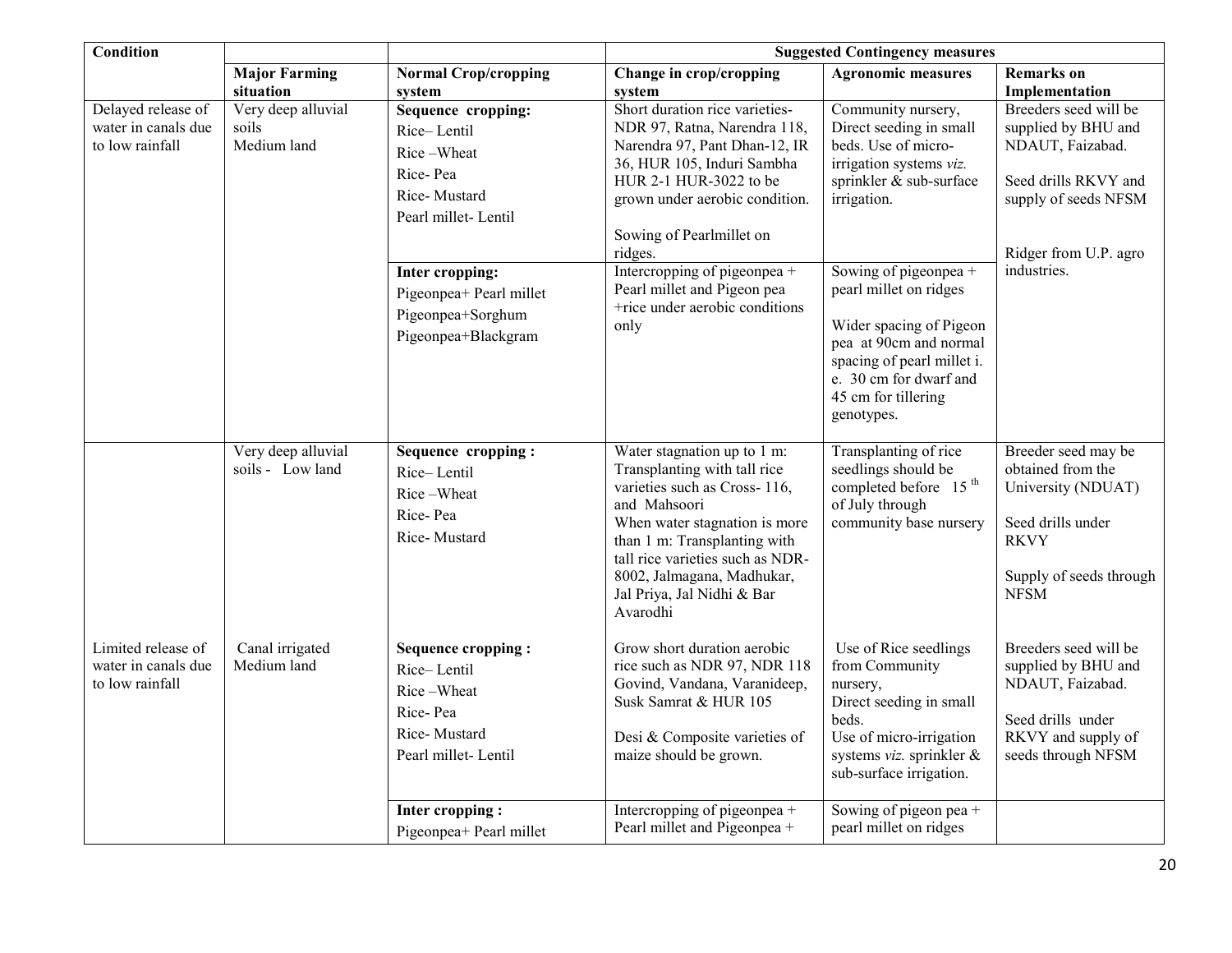| Condition | | | Suggested Contingency measures | | |
|---|---|---|---|---|---|
| | **Major Farming situation** | **Normal Crop/cropping system** | **Change in crop/cropping system** | **Agronomic measures** | **Remarks on Implementation** |
| Delayed release of water in canals due to low rainfall | Very deep alluvial soils Medium land | **Sequence cropping:** Rice– Lentil Rice –Wheat Rice- Pea Rice- Mustard Pearl millet- Lentil | Short duration rice varieties- NDR 97, Ratna, Narendra 118, Narendra 97, Pant Dhan-12, IR 36, HUR 105, Induri Sambha HUR 2-1 HUR-3022 to be grown under aerobic condition. Sowing of Pearlmillet on ridges. | Community nursery, Direct seeding in small beds. Use of micro-irrigation systems *viz.* sprinkler & sub-surface irrigation. | Breeders seed will be supplied by BHU and NDAUT, Faizabad. Seed drills RKVY and supply of seeds NFSM Ridger from U.P. agro industries. |
| | | **Inter cropping:** Pigeonpea+ Pearl millet Pigeonpea+Sorghum Pigeonpea+Blackgram | Intercropping of pigeonpea + Pearl millet and Pigeon pea +rice under aerobic conditions only | Sowing of pigeonpea + pearl millet on ridges Wider spacing of Pigeon pea at 90cm and normal spacing of pearl millet i. e. 30 cm for dwarf and 45 cm for tillering genotypes. | |
| | Very deep alluvial soils - Low land | **Sequence cropping :** Rice– Lentil Rice –Wheat Rice- Pea Rice- Mustard | Water stagnation up to 1 m: Transplanting with tall rice varieties such as Cross- 116, and Mahsoori When water stagnation is more than 1 m: Transplanting with tall rice varieties such as NDR-8002, Jalmagana, Madhukar, Jal Priya, Jal Nidhi & Bar Avarodhi | Transplanting of rice seedlings should be completed before 15[th] of July through community base nursery | Breeder seed may be obtained from the University (NDUAT) Seed drills under RKVY Supply of seeds through NFSM |
| Limited release of water in canals due to low rainfall | Canal irrigated Medium land | **Sequence cropping :** Rice– Lentil Rice –Wheat Rice- Pea Rice- Mustard Pearl millet- Lentil | Grow short duration aerobic rice such as NDR 97, NDR 118 Govind, Vandana, Varanideep, Susk Samrat & HUR 105 Desi & Composite varieties of maize should be grown. | Use of Rice seedlings from Community nursery, Direct seeding in small beds. Use of micro-irrigation systems *viz.* sprinkler & sub-surface irrigation. | Breeders seed will be supplied by BHU and NDAUT, Faizabad. Seed drills under RKVY and supply of seeds through NFSM |
| | | **Inter cropping :** Pigeonpea+ Pearl millet | Intercropping of pigeonpea + Pearl millet and Pigeonpea + | Sowing of pigeon pea + pearl millet on ridges | |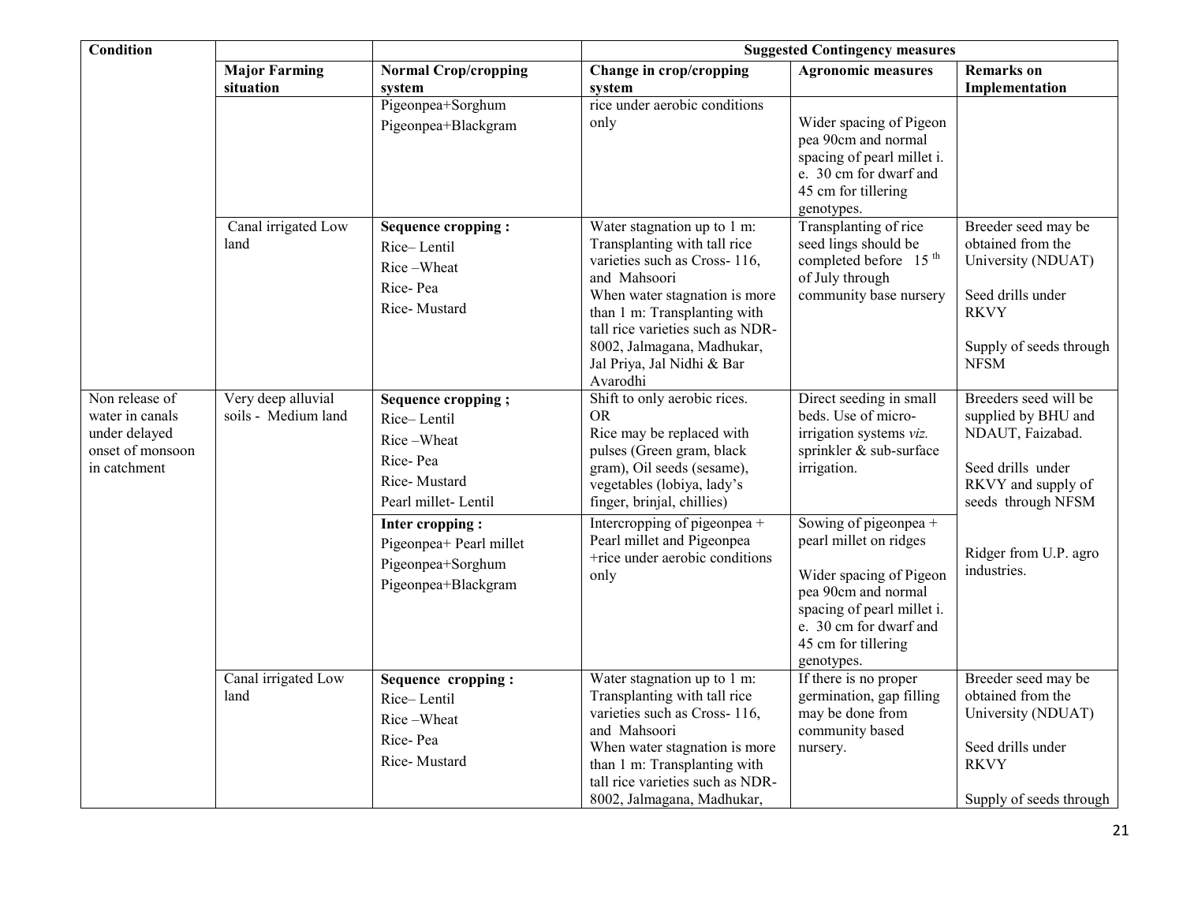| Condition | | | Suggested Contingency measures | | |
|---|---|---|---|---|---|
| | Major Farming situation | Normal Crop/cropping system | Change in crop/cropping system | Agronomic measures | Remarks on Implementation |
| | | Pigeonpea+Sorghum<br>Pigeonpea+Blackgram | rice under aerobic conditions only | Wider spacing of Pigeon pea 90cm and normal spacing of pearl millet i. e. 30 cm for dwarf and 45 cm for tillering genotypes. | |
| | Canal irrigated Low land | **Sequence cropping :**<br>Rice– Lentil<br>Rice –Wheat<br>Rice- Pea<br>Rice- Mustard | Water stagnation up to 1 m: Transplanting with tall rice varieties such as Cross- 116, and Mahsoori<br>When water stagnation is more than 1 m: Transplanting with tall rice varieties such as NDR-8002, Jalmagana, Madhukar, Jal Priya, Jal Nidhi & Bar Avarodhi | Transplanting of rice seed lings should be completed before 15 th of July through community base nursery | Breeder seed may be obtained from the University (NDUAT)<br><br>Seed drills under RKVY<br><br>Supply of seeds through NFSM |
| Non release of water in canals under delayed onset of monsoon in catchment | Very deep alluvial soils - Medium land | **Sequence cropping ;**<br>Rice– Lentil<br>Rice –Wheat<br>Rice- Pea<br>Rice- Mustard<br>Pearl millet- Lentil | Shift to only aerobic rices.<br>OR<br>Rice may be replaced with pulses (Green gram, black gram), Oil seeds (sesame), vegetables (lobiya, lady's finger, brinjal, chillies) | Direct seeding in small beds. Use of micro-irrigation systems *viz.* sprinkler & sub-surface irrigation. | Breeders seed will be supplied by BHU and NDAUT, Faizabad.<br><br>Seed drills under RKVY and supply of seeds through NFSM |
| | | **Inter cropping :**<br>Pigeonpea+ Pearl millet<br>Pigeonpea+Sorghum<br>Pigeonpea+Blackgram | Intercropping of pigeonpea + Pearl millet and Pigeonpea +rice under aerobic conditions only | Sowing of pigeonpea + pearl millet on ridges<br><br>Wider spacing of Pigeon pea 90cm and normal spacing of pearl millet i. e. 30 cm for dwarf and 45 cm for tillering genotypes. | Ridger from U.P. agro industries. |
| | Canal irrigated Low land | **Sequence cropping :**<br>Rice– Lentil<br>Rice –Wheat<br>Rice- Pea<br>Rice- Mustard | Water stagnation up to 1 m: Transplanting with tall rice varieties such as Cross- 116, and Mahsoori<br>When water stagnation is more than 1 m: Transplanting with tall rice varieties such as NDR-8002, Jalmagana, Madhukar, | If there is no proper germination, gap filling may be done from community based nursery. | Breeder seed may be obtained from the University (NDUAT)<br><br>Seed drills under RKVY<br><br>Supply of seeds through |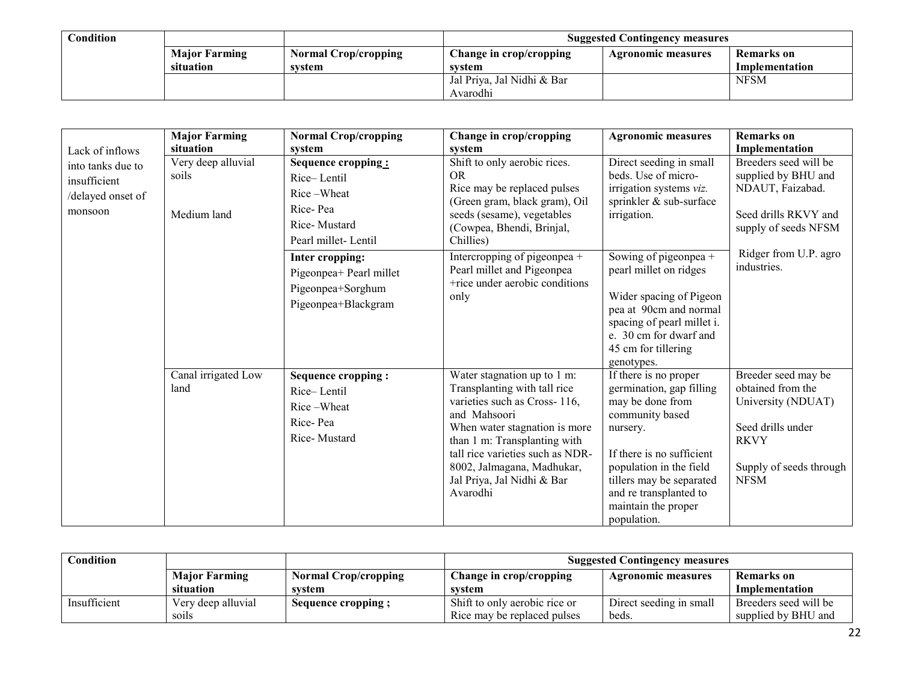| Condition | | | Suggested Contingency measures | | |
|---|---|---|---|---|---|
| | Major Farming situation | Normal Crop/cropping system | Change in crop/cropping system | Agronomic measures | Remarks on Implementation |
| | | | Jal Priya, Jal Nidhi & Bar Avarodhi | | NFSM |

| Condition | Major Farming situation | Normal Crop/cropping system | Change in crop/cropping system | Agronomic measures | Remarks on Implementation |
|---|---|---|---|---|---|
| Lack of inflows into tanks due to insufficient /delayed onset of monsoon | Very deep alluvial soils<br><br>Medium land | **Sequence cropping :**<br>Rice– Lentil<br>Rice –Wheat<br>Rice- Pea<br>Rice- Mustard<br>Pearl millet- Lentil | Shift to only aerobic rices.<br>OR<br>Rice may be replaced pulses (Green gram, black gram), Oil seeds (sesame), vegetables (Cowpea, Bhendi, Brinjal, Chillies) | Direct seeding in small beds. Use of micro-irrigation systems *viz.* sprinkler & sub-surface irrigation. | Breeders seed will be supplied by BHU and NDAUT, Faizabad.<br><br>Seed drills RKVY and supply of seeds NFSM<br><br>Ridger from U.P. agro industries. |
| | | **Inter cropping:**<br>Pigeonpea+ Pearl millet<br>Pigeonpea+Sorghum<br>Pigeonpea+Blackgram | Intercropping of pigeonpea + Pearl millet and Pigeonpea +rice under aerobic conditions only | Sowing of pigeonpea + pearl millet on ridges<br><br>Wider spacing of Pigeon pea at 90cm and normal spacing of pearl millet i. e. 30 cm for dwarf and 45 cm for tillering genotypes. | |
| | Canal irrigated Low land | **Sequence cropping :**<br>Rice– Lentil<br>Rice –Wheat<br>Rice- Pea<br>Rice- Mustard | Water stagnation up to 1 m: Transplanting with tall rice varieties such as Cross- 116, and Mahsoori<br>When water stagnation is more than 1 m: Transplanting with tall rice varieties such as NDR-8002, Jalmagana, Madhukar, Jal Priya, Jal Nidhi & Bar Avarodhi | If there is no proper germination, gap filling may be done from community based nursery.<br><br>If there is no sufficient population in the field tillers may be separated and re transplanted to maintain the proper population. | Breeder seed may be obtained from the University (NDUAT)<br><br>Seed drills under RKVY<br><br>Supply of seeds through NFSM |

| Condition | | | Suggested Contingency measures | | |
|---|---|---|---|---|---|
| | Major Farming situation | Normal Crop/cropping system | Change in crop/cropping system | Agronomic measures | Remarks on Implementation |
| Insufficient | Very deep alluvial soils | **Sequence cropping ;** | Shift to only aerobic rice or Rice may be replaced pulses | Direct seeding in small beds. | Breeders seed will be supplied by BHU and |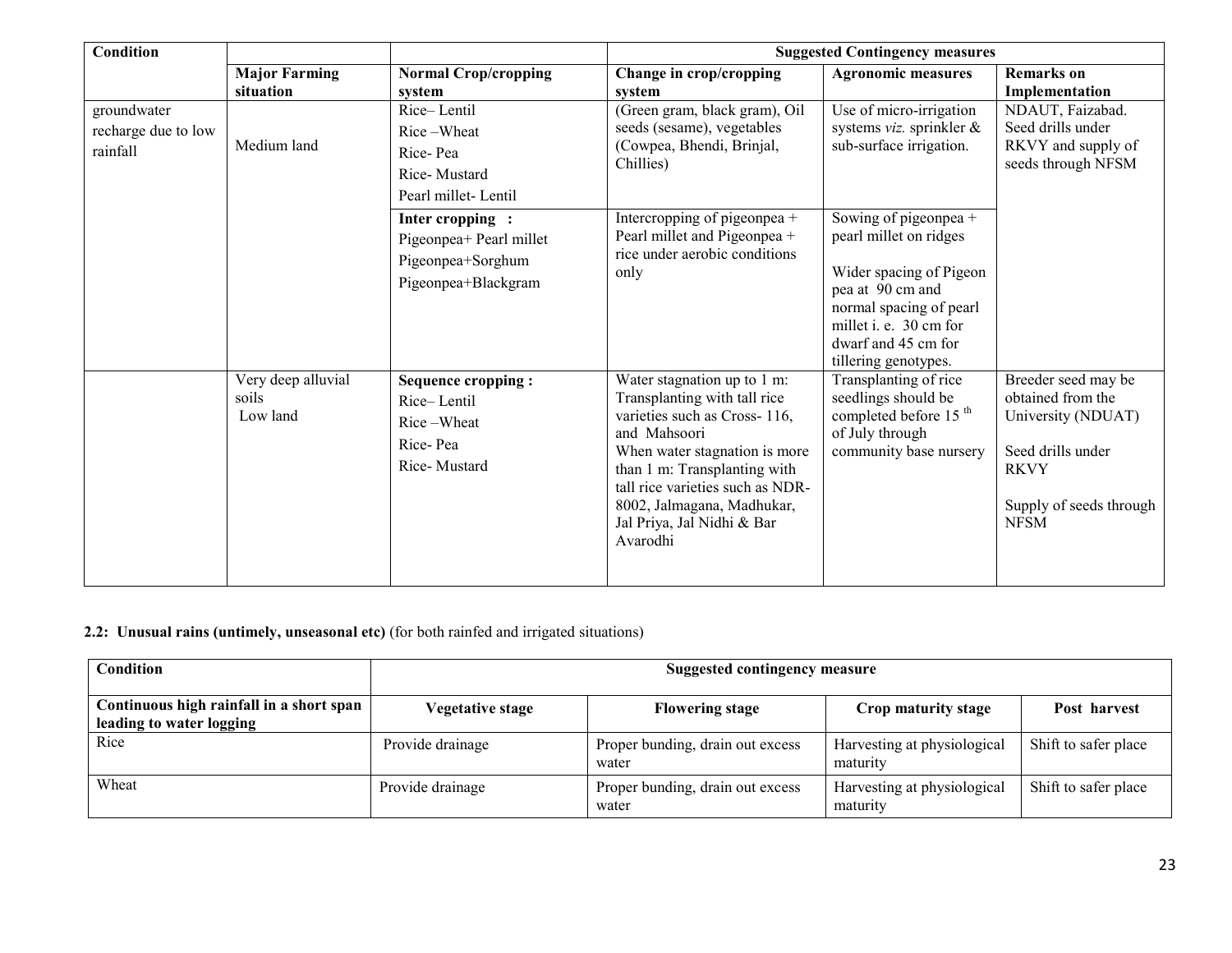| Condition | | | Suggested Contingency measures | | |
|---|---|---|---|---|---|
| | Major Farming situation | Normal Crop/cropping system | Change in crop/cropping system | Agronomic measures | Remarks on Implementation |
| groundwater recharge due to low rainfall | Medium land | Rice– Lentil<br>Rice –Wheat<br>Rice- Pea<br>Rice- Mustard<br>Pearl millet- Lentil | (Green gram, black gram), Oil seeds (sesame), vegetables (Cowpea, Bhendi, Brinjal, Chillies) | Use of micro-irrigation systems *viz.* sprinkler & sub-surface irrigation. | NDAUT, Faizabad. Seed drills under RKVY and supply of seeds through NFSM |
| | | **Inter cropping :**<br>Pigeonpea+ Pearl millet<br>Pigeonpea+Sorghum<br>Pigeonpea+Blackgram | Intercropping of pigeonpea + Pearl millet and Pigeonpea + rice under aerobic conditions only | Sowing of pigeonpea + pearl millet on ridges<br><br>Wider spacing of Pigeon pea at 90 cm and normal spacing of pearl millet i. e. 30 cm for dwarf and 45 cm for tillering genotypes. | |
| | Very deep alluvial soils<br>Low land | **Sequence cropping :**<br>Rice– Lentil<br>Rice –Wheat<br>Rice- Pea<br>Rice- Mustard | Water stagnation up to 1 m: Transplanting with tall rice varieties such as Cross- 116, and Mahsoori<br>When water stagnation is more than 1 m: Transplanting with tall rice varieties such as NDR-8002, Jalmagana, Madhukar, Jal Priya, Jal Nidhi & Bar Avarodhi | Transplanting of rice seedlings should be completed before 15 th of July through community base nursery | Breeder seed may be obtained from the University (NDUAT)<br><br>Seed drills under RKVY<br><br>Supply of seeds through NFSM |

**2.2: Unusual rains (untimely, unseasonal etc)** (for both rainfed and irrigated situations)

| Condition | Suggested contingency measure | | | |
|---|---|---|---|---|
| **Continuous high rainfall in a short span leading to water logging** | **Vegetative stage** | **Flowering stage** | **Crop maturity stage** | **Post harvest** |
| Rice | Provide drainage | Proper bunding, drain out excess water | Harvesting at physiological maturity | Shift to safer place |
| Wheat | Provide drainage | Proper bunding, drain out excess water | Harvesting at physiological maturity | Shift to safer place |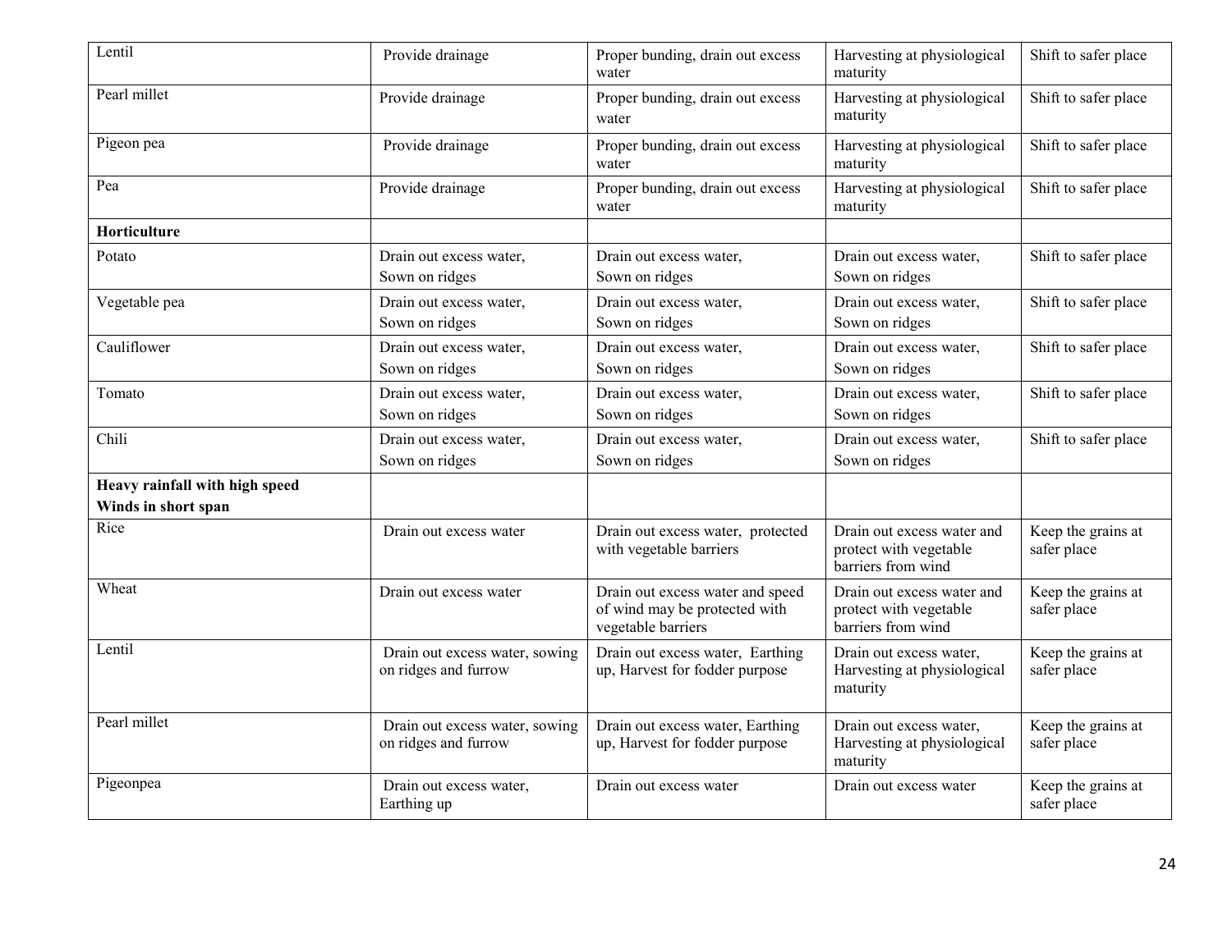| Lentil | Provide drainage | Proper bunding, drain out excess water | Harvesting at physiological maturity | Shift to safer place |
|---|---|---|---|---|
| Pearl millet | Provide drainage | Proper bunding, drain out excess water | Harvesting at physiological maturity | Shift to safer place |
| Pigeon pea | Provide drainage | Proper bunding, drain out excess water | Harvesting at physiological maturity | Shift to safer place |
| Pea | Provide drainage | Proper bunding, drain out excess water | Harvesting at physiological maturity | Shift to safer place |
| **Horticulture** | | | | |
| Potato | Drain out excess water, Sown on ridges | Drain out excess water, Sown on ridges | Drain out excess water, Sown on ridges | Shift to safer place |
| Vegetable pea | Drain out excess water, Sown on ridges | Drain out excess water, Sown on ridges | Drain out excess water, Sown on ridges | Shift to safer place |
| Cauliflower | Drain out excess water, Sown on ridges | Drain out excess water, Sown on ridges | Drain out excess water, Sown on ridges | Shift to safer place |
| Tomato | Drain out excess water, Sown on ridges | Drain out excess water, Sown on ridges | Drain out excess water, Sown on ridges | Shift to safer place |
| Chili | Drain out excess water, Sown on ridges | Drain out excess water, Sown on ridges | Drain out excess water, Sown on ridges | Shift to safer place |
| **Heavy rainfall with high speed Winds in short span** | | | | |
| Rice | Drain out excess water | Drain out excess water, protected with vegetable barriers | Drain out excess water and protect with vegetable barriers from wind | Keep the grains at safer place |
| Wheat | Drain out excess water | Drain out excess water and speed of wind may be protected with vegetable barriers | Drain out excess water and protect with vegetable barriers from wind | Keep the grains at safer place |
| Lentil | Drain out excess water, sowing on ridges and furrow | Drain out excess water, Earthing up, Harvest for fodder purpose | Drain out excess water, Harvesting at physiological maturity | Keep the grains at safer place |
| Pearl millet | Drain out excess water, sowing on ridges and furrow | Drain out excess water, Earthing up, Harvest for fodder purpose | Drain out excess water, Harvesting at physiological maturity | Keep the grains at safer place |
| Pigeonpea | Drain out excess water, Earthing up | Drain out excess water | Drain out excess water | Keep the grains at safer place |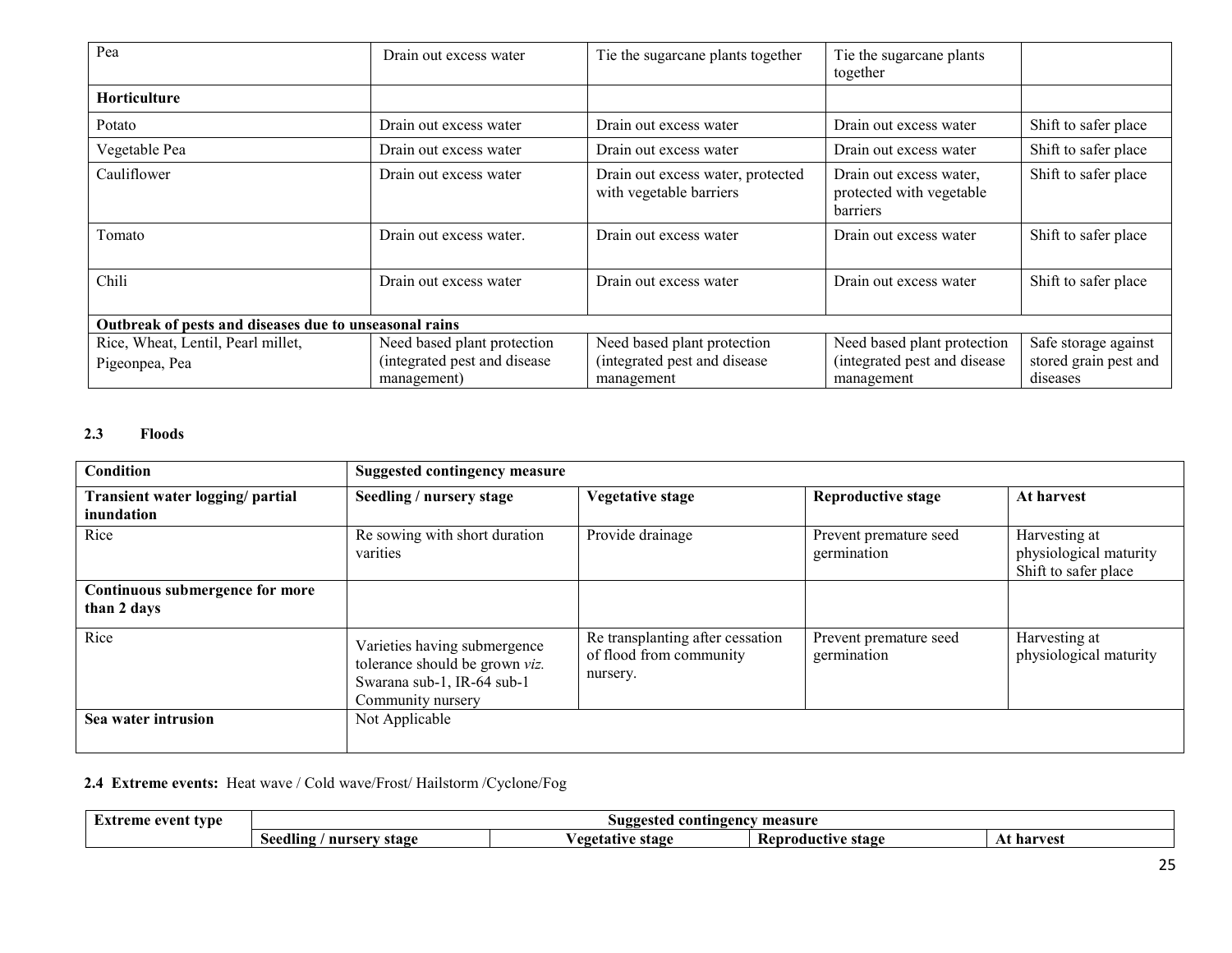| Pea | Drain out excess water | Tie the sugarcane plants together | Tie the sugarcane plants together | |
|---|---|---|---|---|
| **Horticulture** | | | | |
| Potato | Drain out excess water | Drain out excess water | Drain out excess water | Shift to safer place |
| Vegetable Pea | Drain out excess water | Drain out excess water | Drain out excess water | Shift to safer place |
| Cauliflower | Drain out excess water | Drain out excess water, protected with vegetable barriers | Drain out excess water, protected with vegetable barriers | Shift to safer place |
| Tomato | Drain out excess water. | Drain out excess water | Drain out excess water | Shift to safer place |
| Chili | Drain out excess water | Drain out excess water | Drain out excess water | Shift to safer place |
| **Outbreak of pests and diseases due to unseasonal rains** | | | | |
| Rice, Wheat, Lentil, Pearl millet, Pigeonpea, Pea | Need based plant protection (integrated pest and disease management) | Need based plant protection (integrated pest and disease management | Need based plant protection (integrated pest and disease management | Safe storage against stored grain pest and diseases |

### 2.3 Floods

| **Condition** | **Suggested contingency measure** | | | |
|---|---|---|---|---|
| **Transient water logging/ partial inundation** | **Seedling / nursery stage** | **Vegetative stage** | **Reproductive stage** | **At harvest** |
| Rice | Re sowing with short duration varities | Provide drainage | Prevent premature seed germination | Harvesting at physiological maturity Shift to safer place |
| **Continuous submergence for more than 2 days** | | | | |
| Rice | Varieties having submergence tolerance should be grown *viz.* Swarana sub-1, IR-64 sub-1 Community nursery | Re transplanting after cessation of flood from community nursery. | Prevent premature seed germination | Harvesting at physiological maturity |
| **Sea water intrusion** | Not Applicable | | | |

### 2.4 Extreme events: Heat wave / Cold wave/Frost/ Hailstorm /Cyclone/Fog

| **Extreme event type** | **Suggested contingency measure** | | | |
|---|---|---|---|---|
| | **Seedling / nursery stage** | **Vegetative stage** | **Reproductive stage** | **At harvest** |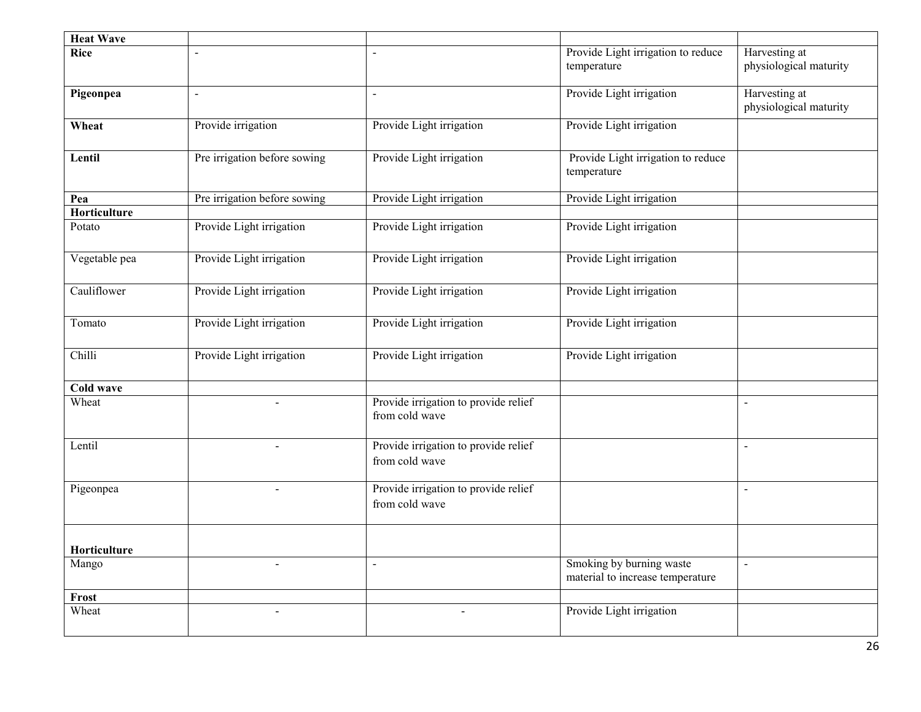| Heat Wave | | | | |
|---|---|---|---|---|
| **Rice** | - | - | Provide Light irrigation to reduce temperature | Harvesting at physiological maturity |
| **Pigeonpea** | - | - | Provide Light irrigation | Harvesting at physiological maturity |
| **Wheat** | Provide irrigation | Provide Light irrigation | Provide Light irrigation | |
| **Lentil** | Pre irrigation before sowing | Provide Light irrigation | Provide Light irrigation to reduce temperature | |
| **Pea** | Pre irrigation before sowing | Provide Light irrigation | Provide Light irrigation | |
| **Horticulture** | | | | |
| Potato | Provide Light irrigation | Provide Light irrigation | Provide Light irrigation | |
| Vegetable pea | Provide Light irrigation | Provide Light irrigation | Provide Light irrigation | |
| Cauliflower | Provide Light irrigation | Provide Light irrigation | Provide Light irrigation | |
| Tomato | Provide Light irrigation | Provide Light irrigation | Provide Light irrigation | |
| Chilli | Provide Light irrigation | Provide Light irrigation | Provide Light irrigation | |
| **Cold wave** | | | | |
| Wheat | - | Provide irrigation to provide relief from cold wave | | - |
| Lentil | - | Provide irrigation to provide relief from cold wave | | - |
| Pigeonpea | - | Provide irrigation to provide relief from cold wave | | - |
| **Horticulture** | | | | |
| Mango | - | - | Smoking by burning waste material to increase temperature | - |
| **Frost** | | | | |
| Wheat | - | - | Provide Light irrigation | |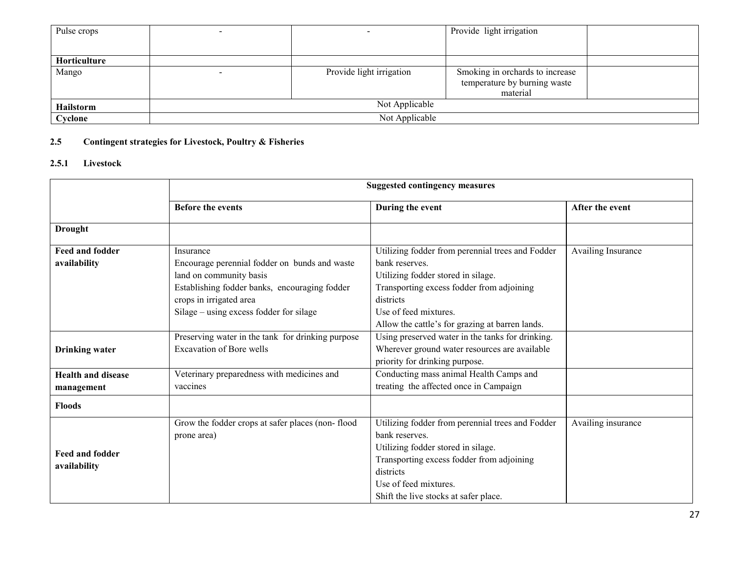| Pulse crops | - | - | Provide light irrigation | |
|---|---|---|---|---|
| **Horticulture** | | | | |
| Mango | - | Provide light irrigation | Smoking in orchards to increase temperature by burning waste material | |
| **Hailstorm** | Not Applicable | | | |
| **Cyclone** | Not Applicable | | | |

## 2.5 Contingent strategies for Livestock, Poultry & Fisheries

### 2.5.1 Livestock

| | Suggested contingency measures | | |
|---|---|---|---|
| | **Before the events** | **During the event** | **After the event** |
| **Drought** | | | |
| **Feed and fodder availability** | Insurance<br>Encourage perennial fodder on bunds and waste land on community basis<br>Establishing fodder banks, encouraging fodder crops in irrigated area<br>Silage – using excess fodder for silage | Utilizing fodder from perennial trees and Fodder bank reserves.<br>Utilizing fodder stored in silage.<br>Transporting excess fodder from adjoining districts<br>Use of feed mixtures.<br>Allow the cattle's for grazing at barren lands. | Availing Insurance |
| **Drinking water** | Preserving water in the tank for drinking purpose<br>Excavation of Bore wells | Using preserved water in the tanks for drinking.<br>Wherever ground water resources are available priority for drinking purpose. | |
| **Health and disease management** | Veterinary preparedness with medicines and vaccines | Conducting mass animal Health Camps and treating the affected once in Campaign | |
| **Floods** | | | |
| **Feed and fodder availability** | Grow the fodder crops at safer places (non- flood prone area) | Utilizing fodder from perennial trees and Fodder bank reserves.<br>Utilizing fodder stored in silage.<br>Transporting excess fodder from adjoining districts<br>Use of feed mixtures.<br>Shift the live stocks at safer place. | Availing insurance |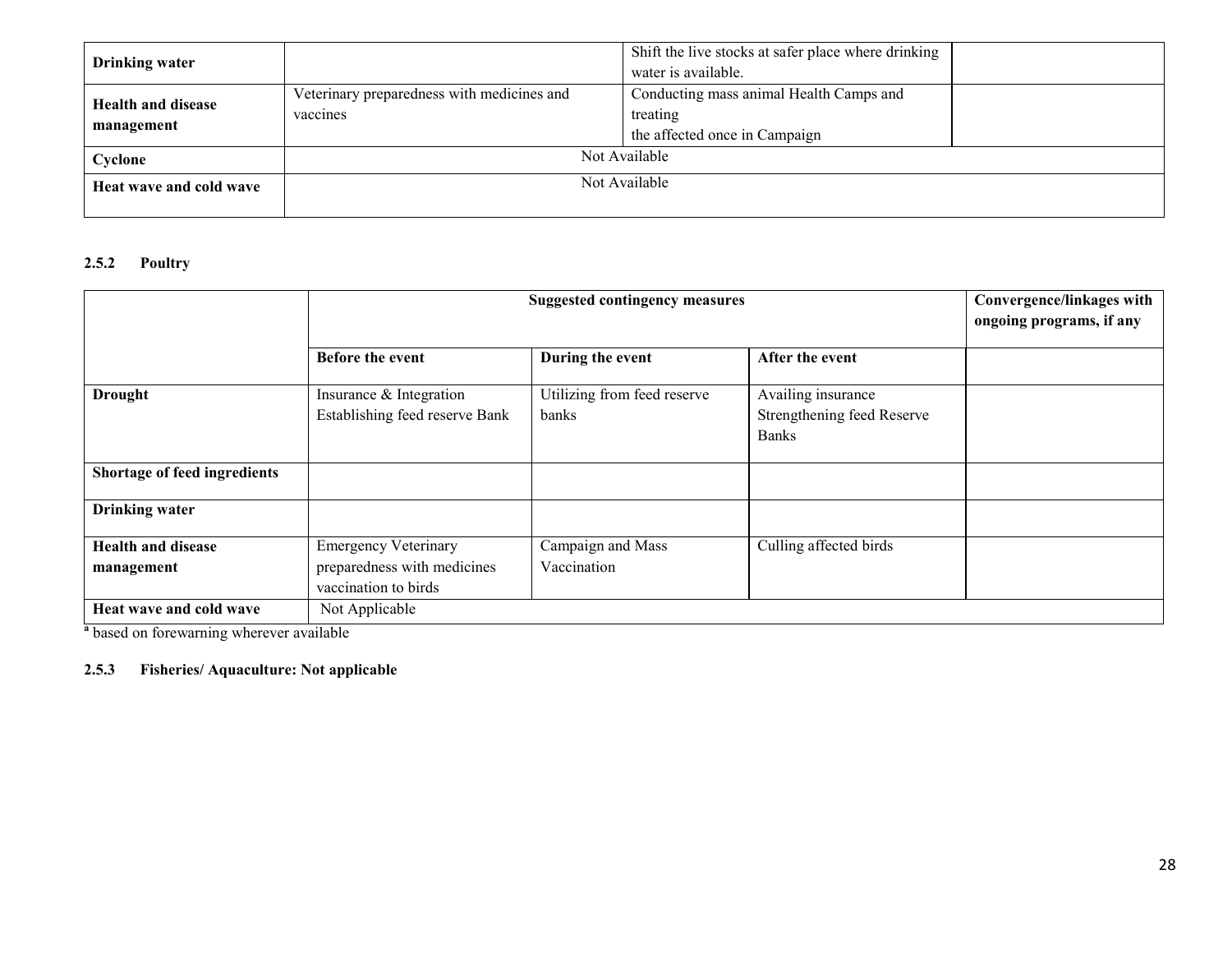| | | | |
|---|---|---|---|
| **Drinking water** | | Shift the live stocks at safer place where drinking water is available. | |
| **Health and disease management** | Veterinary preparedness with medicines and vaccines | Conducting mass animal Health Camps and treating the affected once in Campaign | |
| **Cyclone** | Not Available | | |
| **Heat wave and cold wave** | Not Available | | |

**2.5.2 Poultry**

| | Suggested contingency measures | | | Convergence/linkages with ongoing programs, if any |
|---|---|---|---|---|
| | **Before the event** | **During the event** | **After the event** | |
| **Drought** | Insurance & Integration Establishing feed reserve Bank | Utilizing from feed reserve banks | Availing insurance Strengthening feed Reserve Banks | |
| **Shortage of feed ingredients** | | | | |
| **Drinking water** | | | | |
| **Health and disease management** | Emergency Veterinary preparedness with medicines vaccination to birds | Campaign and Mass Vaccination | Culling affected birds | |
| **Heat wave and cold wave** | Not Applicable | | | |

[a] based on forewarning wherever available

**2.5.3 Fisheries/ Aquaculture: Not applicable**